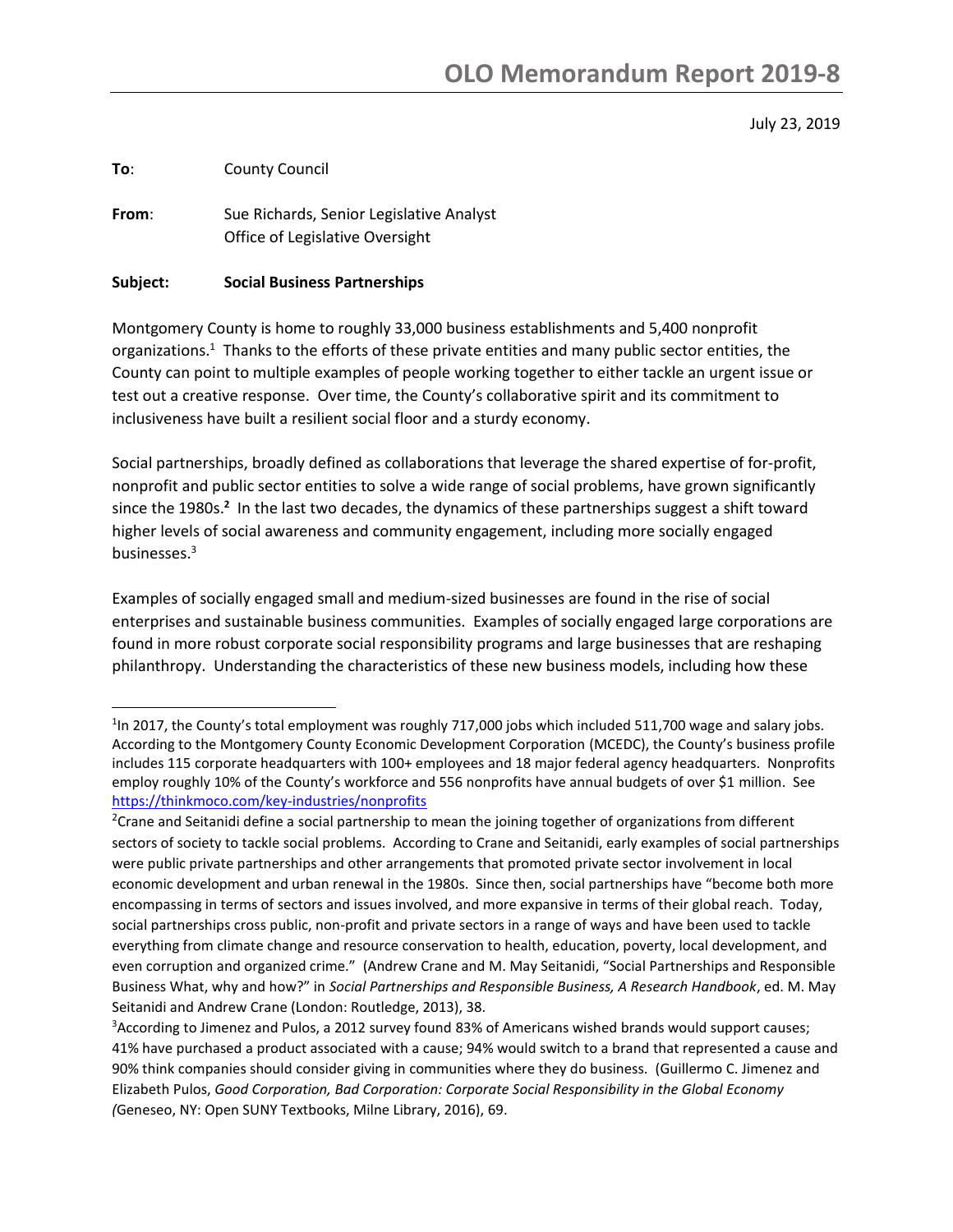# OLO Memorandum Report 2019-8

July 23, 2019

**To**: County Council

**From**: Sue Richards, Senior Legislative Analyst
Office of Legislative Oversight

**Subject: Social Business Partnerships**

Montgomery County is home to roughly 33,000 business establishments and 5,400 nonprofit organizations.[1] Thanks to the efforts of these private entities and many public sector entities, the County can point to multiple examples of people working together to either tackle an urgent issue or test out a creative response. Over time, the County's collaborative spirit and its commitment to inclusiveness have built a resilient social floor and a sturdy economy.

Social partnerships, broadly defined as collaborations that leverage the shared expertise of for-profit, nonprofit and public sector entities to solve a wide range of social problems, have grown significantly since the 1980s.[2] In the last two decades, the dynamics of these partnerships suggest a shift toward higher levels of social awareness and community engagement, including more socially engaged businesses.[3]

Examples of socially engaged small and medium-sized businesses are found in the rise of social enterprises and sustainable business communities. Examples of socially engaged large corporations are found in more robust corporate social responsibility programs and large businesses that are reshaping philanthropy. Understanding the characteristics of these new business models, including how these

---

[1] In 2017, the County's total employment was roughly 717,000 jobs which included 511,700 wage and salary jobs. According to the Montgomery County Economic Development Corporation (MCEDC), the County's business profile includes 115 corporate headquarters with 100+ employees and 18 major federal agency headquarters. Nonprofits employ roughly 10% of the County's workforce and 556 nonprofits have annual budgets of over $1 million. See https://thinkmoco.com/key-industries/nonprofits

[2] Crane and Seitanidi define a social partnership to mean the joining together of organizations from different sectors of society to tackle social problems. According to Crane and Seitanidi, early examples of social partnerships were public private partnerships and other arrangements that promoted private sector involvement in local economic development and urban renewal in the 1980s. Since then, social partnerships have "become both more encompassing in terms of sectors and issues involved, and more expansive in terms of their global reach. Today, social partnerships cross public, non-profit and private sectors in a range of ways and have been used to tackle everything from climate change and resource conservation to health, education, poverty, local development, and even corruption and organized crime." (Andrew Crane and M. May Seitanidi, "Social Partnerships and Responsible Business What, why and how?" in *Social Partnerships and Responsible Business, A Research Handbook*, ed. M. May Seitanidi and Andrew Crane (London: Routledge, 2013), 38.

[3] According to Jimenez and Pulos, a 2012 survey found 83% of Americans wished brands would support causes; 41% have purchased a product associated with a cause; 94% would switch to a brand that represented a cause and 90% think companies should consider giving in communities where they do business. (Guillermo C. Jimenez and Elizabeth Pulos, *Good Corporation, Bad Corporation: Corporate Social Responsibility in the Global Economy (*Geneseo, NY: Open SUNY Textbooks, Milne Library, 2016), 69.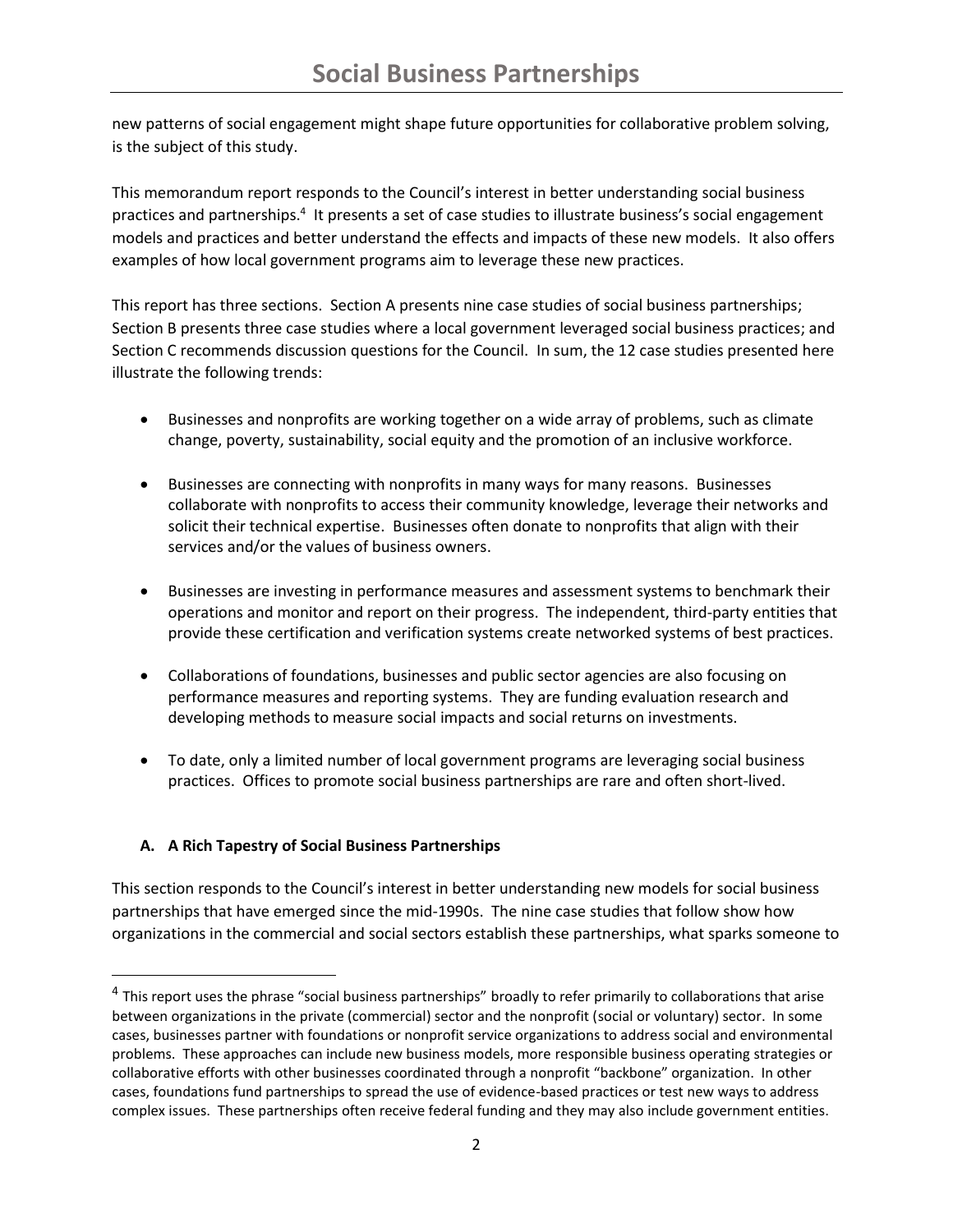new patterns of social engagement might shape future opportunities for collaborative problem solving, is the subject of this study.

This memorandum report responds to the Council's interest in better understanding social business practices and partnerships.[4] It presents a set of case studies to illustrate business's social engagement models and practices and better understand the effects and impacts of these new models. It also offers examples of how local government programs aim to leverage these new practices.

This report has three sections. Section A presents nine case studies of social business partnerships; Section B presents three case studies where a local government leveraged social business practices; and Section C recommends discussion questions for the Council. In sum, the 12 case studies presented here illustrate the following trends:

- Businesses and nonprofits are working together on a wide array of problems, such as climate change, poverty, sustainability, social equity and the promotion of an inclusive workforce.
- Businesses are connecting with nonprofits in many ways for many reasons. Businesses collaborate with nonprofits to access their community knowledge, leverage their networks and solicit their technical expertise. Businesses often donate to nonprofits that align with their services and/or the values of business owners.
- Businesses are investing in performance measures and assessment systems to benchmark their operations and monitor and report on their progress. The independent, third-party entities that provide these certification and verification systems create networked systems of best practices.
- Collaborations of foundations, businesses and public sector agencies are also focusing on performance measures and reporting systems. They are funding evaluation research and developing methods to measure social impacts and social returns on investments.
- To date, only a limited number of local government programs are leveraging social business practices. Offices to promote social business partnerships are rare and often short-lived.

### A. A Rich Tapestry of Social Business Partnerships

This section responds to the Council's interest in better understanding new models for social business partnerships that have emerged since the mid-1990s. The nine case studies that follow show how organizations in the commercial and social sectors establish these partnerships, what sparks someone to

[4] This report uses the phrase "social business partnerships" broadly to refer primarily to collaborations that arise between organizations in the private (commercial) sector and the nonprofit (social or voluntary) sector. In some cases, businesses partner with foundations or nonprofit service organizations to address social and environmental problems. These approaches can include new business models, more responsible business operating strategies or collaborative efforts with other businesses coordinated through a nonprofit "backbone" organization. In other cases, foundations fund partnerships to spread the use of evidence-based practices or test new ways to address complex issues. These partnerships often receive federal funding and they may also include government entities.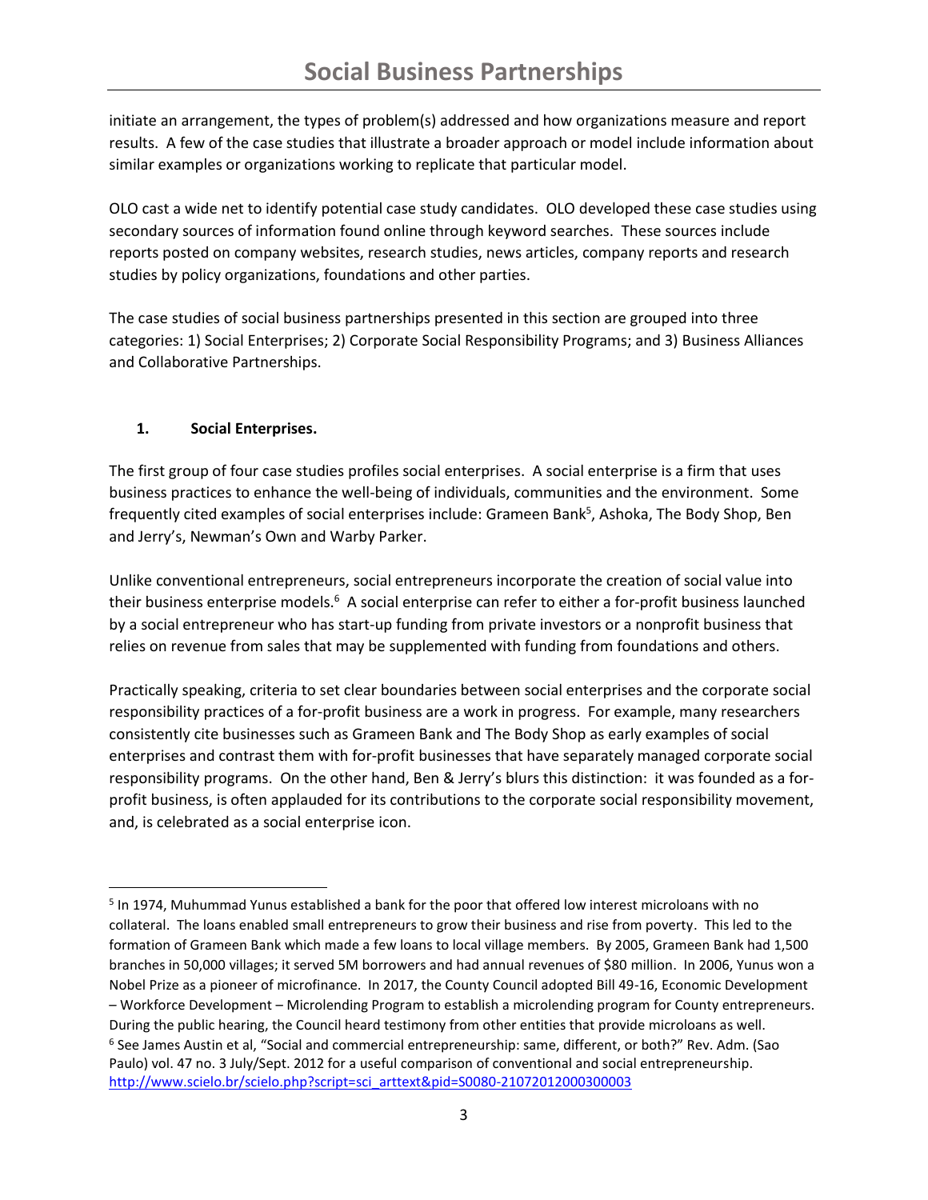initiate an arrangement, the types of problem(s) addressed and how organizations measure and report results. A few of the case studies that illustrate a broader approach or model include information about similar examples or organizations working to replicate that particular model.

OLO cast a wide net to identify potential case study candidates. OLO developed these case studies using secondary sources of information found online through keyword searches. These sources include reports posted on company websites, research studies, news articles, company reports and research studies by policy organizations, foundations and other parties.

The case studies of social business partnerships presented in this section are grouped into three categories: 1) Social Enterprises; 2) Corporate Social Responsibility Programs; and 3) Business Alliances and Collaborative Partnerships.

### 1. Social Enterprises.

The first group of four case studies profiles social enterprises. A social enterprise is a firm that uses business practices to enhance the well-being of individuals, communities and the environment. Some frequently cited examples of social enterprises include: Grameen Bank[5], Ashoka, The Body Shop, Ben and Jerry's, Newman's Own and Warby Parker.

Unlike conventional entrepreneurs, social entrepreneurs incorporate the creation of social value into their business enterprise models.[6] A social enterprise can refer to either a for-profit business launched by a social entrepreneur who has start-up funding from private investors or a nonprofit business that relies on revenue from sales that may be supplemented with funding from foundations and others.

Practically speaking, criteria to set clear boundaries between social enterprises and the corporate social responsibility practices of a for-profit business are a work in progress. For example, many researchers consistently cite businesses such as Grameen Bank and The Body Shop as early examples of social enterprises and contrast them with for-profit businesses that have separately managed corporate social responsibility programs. On the other hand, Ben & Jerry's blurs this distinction: it was founded as a for-profit business, is often applauded for its contributions to the corporate social responsibility movement, and, is celebrated as a social enterprise icon.

---

[5] In 1974, Muhummad Yunus established a bank for the poor that offered low interest microloans with no collateral. The loans enabled small entrepreneurs to grow their business and rise from poverty. This led to the formation of Grameen Bank which made a few loans to local village members. By 2005, Grameen Bank had 1,500 branches in 50,000 villages; it served 5M borrowers and had annual revenues of $80 million. In 2006, Yunus won a Nobel Prize as a pioneer of microfinance. In 2017, the County Council adopted Bill 49-16, Economic Development – Workforce Development – Microlending Program to establish a microlending program for County entrepreneurs. During the public hearing, the Council heard testimony from other entities that provide microloans as well.

[6] See James Austin et al, "Social and commercial entrepreneurship: same, different, or both?" Rev. Adm. (Sao Paulo) vol. 47 no. 3 July/Sept. 2012 for a useful comparison of conventional and social entrepreneurship. http://www.scielo.br/scielo.php?script=sci_arttext&pid=S0080-21072012000300003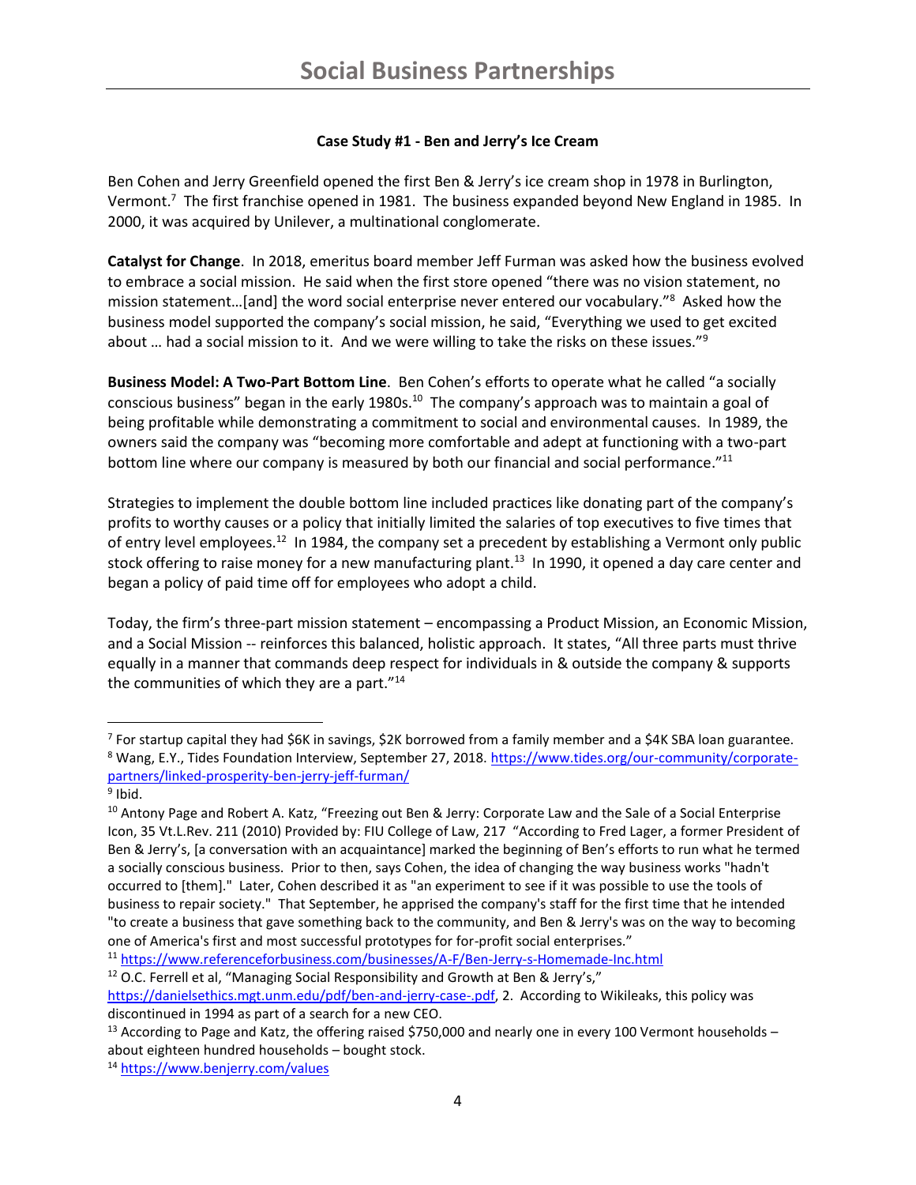**Case Study #1 - Ben and Jerry's Ice Cream**

Ben Cohen and Jerry Greenfield opened the first Ben & Jerry's ice cream shop in 1978 in Burlington, Vermont.[7] The first franchise opened in 1981. The business expanded beyond New England in 1985. In 2000, it was acquired by Unilever, a multinational conglomerate.

**Catalyst for Change**. In 2018, emeritus board member Jeff Furman was asked how the business evolved to embrace a social mission. He said when the first store opened "there was no vision statement, no mission statement…[and] the word social enterprise never entered our vocabulary."[8] Asked how the business model supported the company's social mission, he said, "Everything we used to get excited about … had a social mission to it. And we were willing to take the risks on these issues."[9]

**Business Model: A Two-Part Bottom Line**. Ben Cohen's efforts to operate what he called "a socially conscious business" began in the early 1980s.[10] The company's approach was to maintain a goal of being profitable while demonstrating a commitment to social and environmental causes. In 1989, the owners said the company was "becoming more comfortable and adept at functioning with a two-part bottom line where our company is measured by both our financial and social performance."[11]

Strategies to implement the double bottom line included practices like donating part of the company's profits to worthy causes or a policy that initially limited the salaries of top executives to five times that of entry level employees.[12] In 1984, the company set a precedent by establishing a Vermont only public stock offering to raise money for a new manufacturing plant.[13] In 1990, it opened a day care center and began a policy of paid time off for employees who adopt a child.

Today, the firm's three-part mission statement – encompassing a Product Mission, an Economic Mission, and a Social Mission -- reinforces this balanced, holistic approach. It states, "All three parts must thrive equally in a manner that commands deep respect for individuals in & outside the company & supports the communities of which they are a part."[14]

---

[7] For startup capital they had $6K in savings, $2K borrowed from a family member and a $4K SBA loan guarantee.

[8] Wang, E.Y., Tides Foundation Interview, September 27, 2018. https://www.tides.org/our-community/corporate-partners/linked-prosperity-ben-jerry-jeff-furman/

[9] Ibid.

[10] Antony Page and Robert A. Katz, "Freezing out Ben & Jerry: Corporate Law and the Sale of a Social Enterprise Icon, 35 Vt.L.Rev. 211 (2010) Provided by: FIU College of Law, 217 "According to Fred Lager, a former President of Ben & Jerry's, [a conversation with an acquaintance] marked the beginning of Ben's efforts to run what he termed a socially conscious business. Prior to then, says Cohen, the idea of changing the way business works "hadn't occurred to [them]." Later, Cohen described it as "an experiment to see if it was possible to use the tools of business to repair society." That September, he apprised the company's staff for the first time that he intended "to create a business that gave something back to the community, and Ben & Jerry's was on the way to becoming one of America's first and most successful prototypes for for-profit social enterprises."

[11] https://www.referenceforbusiness.com/businesses/A-F/Ben-Jerry-s-Homemade-Inc.html

[12] O.C. Ferrell et al, "Managing Social Responsibility and Growth at Ben & Jerry's," https://danielsethics.mgt.unm.edu/pdf/ben-and-jerry-case-.pdf, 2. According to Wikileaks, this policy was discontinued in 1994 as part of a search for a new CEO.

[13] According to Page and Katz, the offering raised $750,000 and nearly one in every 100 Vermont households – about eighteen hundred households – bought stock.

[14] https://www.benjerry.com/values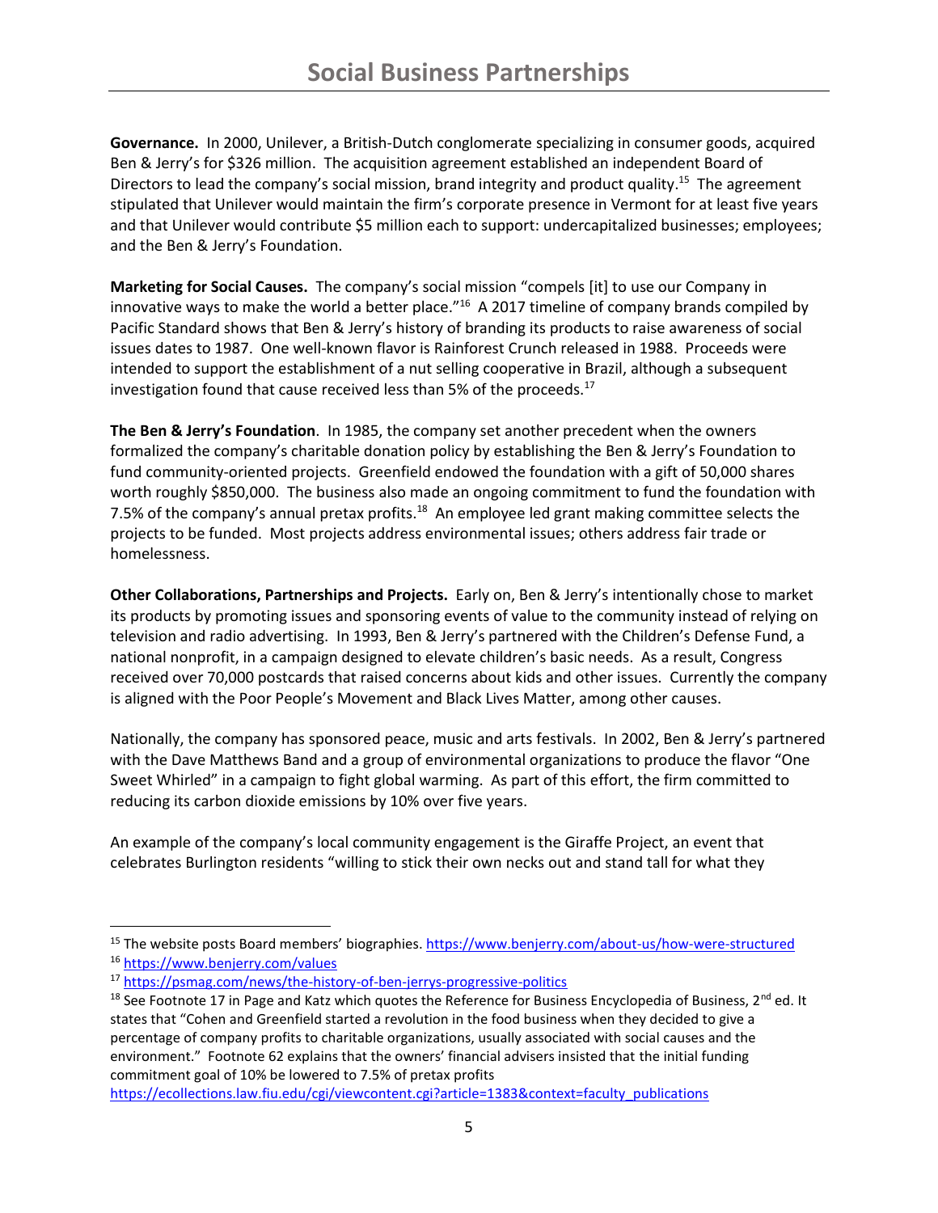**Governance.** In 2000, Unilever, a British-Dutch conglomerate specializing in consumer goods, acquired Ben & Jerry's for $326 million. The acquisition agreement established an independent Board of Directors to lead the company's social mission, brand integrity and product quality.[15] The agreement stipulated that Unilever would maintain the firm's corporate presence in Vermont for at least five years and that Unilever would contribute $5 million each to support: undercapitalized businesses; employees; and the Ben & Jerry's Foundation.

**Marketing for Social Causes.** The company's social mission "compels [it] to use our Company in innovative ways to make the world a better place."[16] A 2017 timeline of company brands compiled by Pacific Standard shows that Ben & Jerry's history of branding its products to raise awareness of social issues dates to 1987. One well-known flavor is Rainforest Crunch released in 1988. Proceeds were intended to support the establishment of a nut selling cooperative in Brazil, although a subsequent investigation found that cause received less than 5% of the proceeds.[17]

**The Ben & Jerry's Foundation**. In 1985, the company set another precedent when the owners formalized the company's charitable donation policy by establishing the Ben & Jerry's Foundation to fund community-oriented projects. Greenfield endowed the foundation with a gift of 50,000 shares worth roughly $850,000. The business also made an ongoing commitment to fund the foundation with 7.5% of the company's annual pretax profits.[18] An employee led grant making committee selects the projects to be funded. Most projects address environmental issues; others address fair trade or homelessness.

**Other Collaborations, Partnerships and Projects.** Early on, Ben & Jerry's intentionally chose to market its products by promoting issues and sponsoring events of value to the community instead of relying on television and radio advertising. In 1993, Ben & Jerry's partnered with the Children's Defense Fund, a national nonprofit, in a campaign designed to elevate children's basic needs. As a result, Congress received over 70,000 postcards that raised concerns about kids and other issues. Currently the company is aligned with the Poor People's Movement and Black Lives Matter, among other causes.

Nationally, the company has sponsored peace, music and arts festivals. In 2002, Ben & Jerry's partnered with the Dave Matthews Band and a group of environmental organizations to produce the flavor "One Sweet Whirled" in a campaign to fight global warming. As part of this effort, the firm committed to reducing its carbon dioxide emissions by 10% over five years.

An example of the company's local community engagement is the Giraffe Project, an event that celebrates Burlington residents "willing to stick their own necks out and stand tall for what they

---

[15] The website posts Board members' biographies. https://www.benjerry.com/about-us/how-were-structured

[16] https://www.benjerry.com/values

[17] https://psmag.com/news/the-history-of-ben-jerrys-progressive-politics

[18] See Footnote 17 in Page and Katz which quotes the Reference for Business Encyclopedia of Business, 2nd ed. It states that "Cohen and Greenfield started a revolution in the food business when they decided to give a percentage of company profits to charitable organizations, usually associated with social causes and the environment." Footnote 62 explains that the owners' financial advisers insisted that the initial funding commitment goal of 10% be lowered to 7.5% of pretax profits https://ecollections.law.fiu.edu/cgi/viewcontent.cgi?article=1383&context=faculty_publications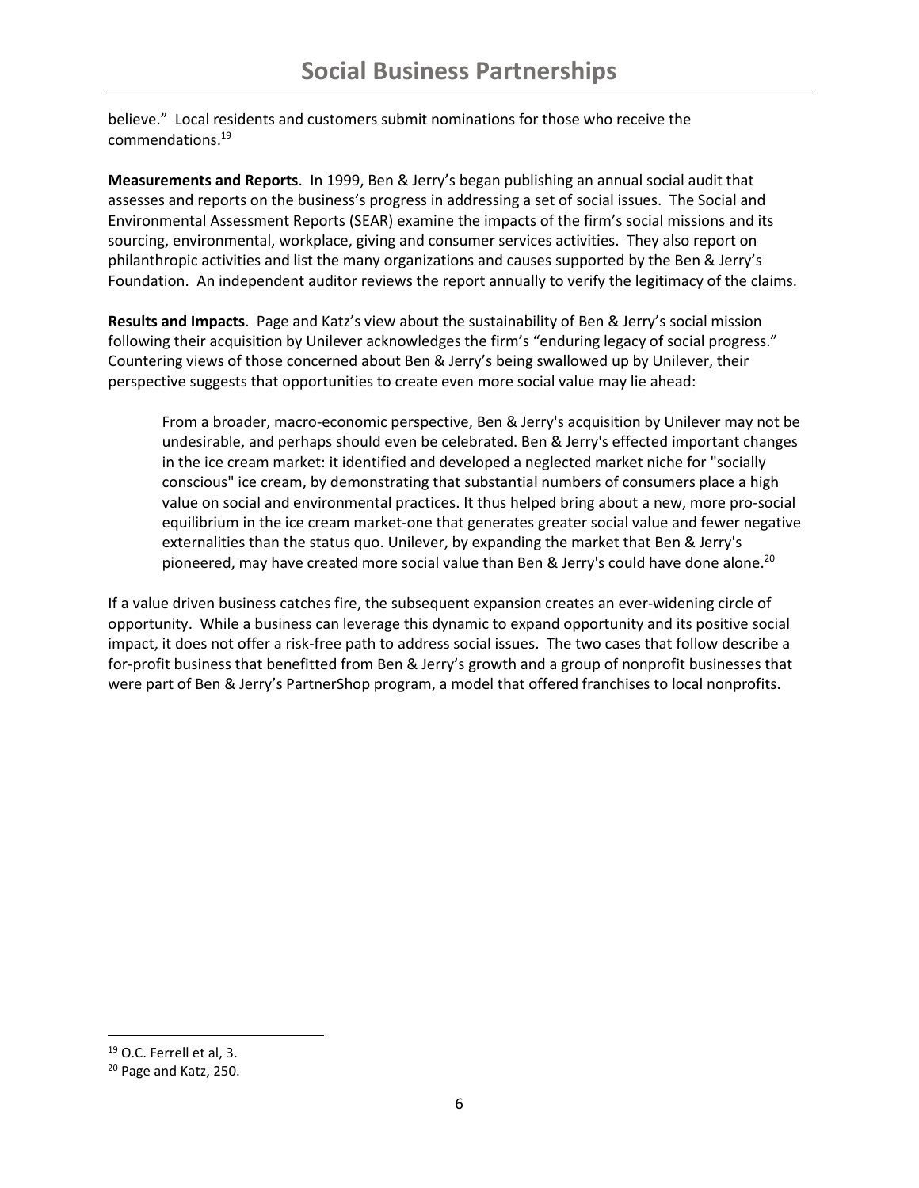believe." Local residents and customers submit nominations for those who receive the commendations.[19]

**Measurements and Reports**. In 1999, Ben & Jerry's began publishing an annual social audit that assesses and reports on the business's progress in addressing a set of social issues. The Social and Environmental Assessment Reports (SEAR) examine the impacts of the firm's social missions and its sourcing, environmental, workplace, giving and consumer services activities. They also report on philanthropic activities and list the many organizations and causes supported by the Ben & Jerry's Foundation. An independent auditor reviews the report annually to verify the legitimacy of the claims.

**Results and Impacts**. Page and Katz's view about the sustainability of Ben & Jerry's social mission following their acquisition by Unilever acknowledges the firm's "enduring legacy of social progress." Countering views of those concerned about Ben & Jerry's being swallowed up by Unilever, their perspective suggests that opportunities to create even more social value may lie ahead:

> From a broader, macro-economic perspective, Ben & Jerry's acquisition by Unilever may not be undesirable, and perhaps should even be celebrated. Ben & Jerry's effected important changes in the ice cream market: it identified and developed a neglected market niche for "socially conscious" ice cream, by demonstrating that substantial numbers of consumers place a high value on social and environmental practices. It thus helped bring about a new, more pro-social equilibrium in the ice cream market-one that generates greater social value and fewer negative externalities than the status quo. Unilever, by expanding the market that Ben & Jerry's pioneered, may have created more social value than Ben & Jerry's could have done alone.[20]

If a value driven business catches fire, the subsequent expansion creates an ever-widening circle of opportunity. While a business can leverage this dynamic to expand opportunity and its positive social impact, it does not offer a risk-free path to address social issues. The two cases that follow describe a for-profit business that benefitted from Ben & Jerry's growth and a group of nonprofit businesses that were part of Ben & Jerry's PartnerShop program, a model that offered franchises to local nonprofits.

---

[19] O.C. Ferrell et al, 3.

[20] Page and Katz, 250.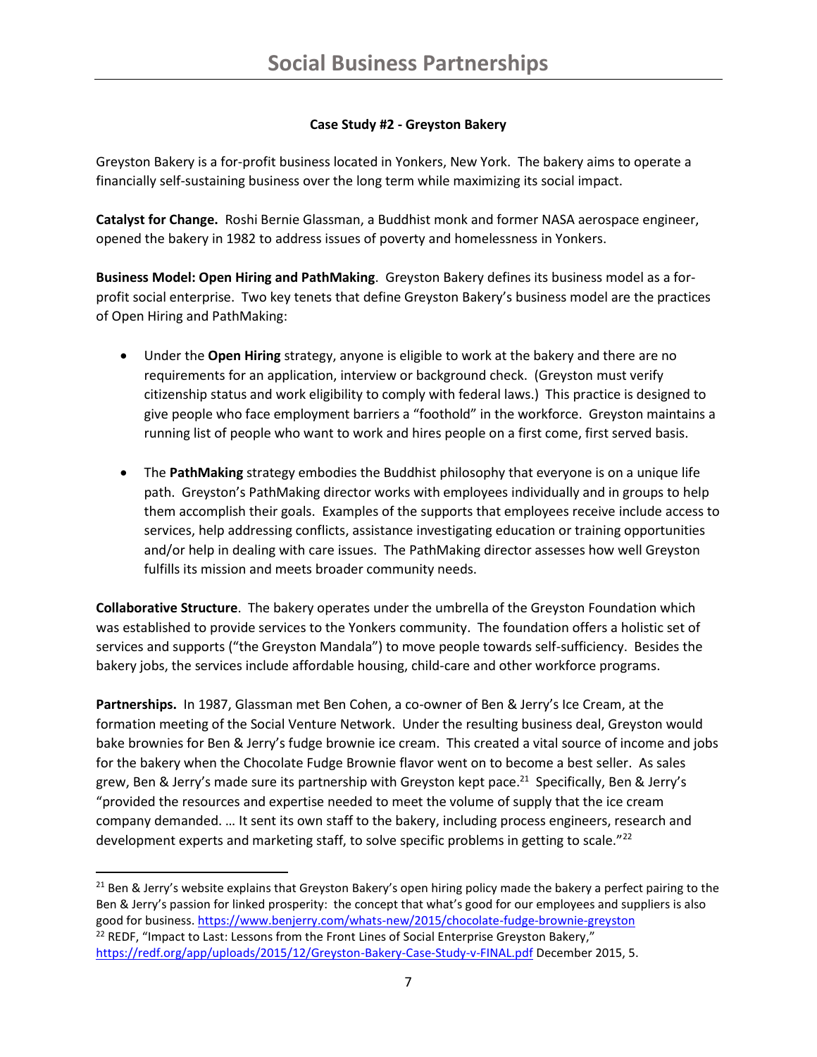**Case Study #2 - Greyston Bakery**

Greyston Bakery is a for-profit business located in Yonkers, New York. The bakery aims to operate a financially self-sustaining business over the long term while maximizing its social impact.

**Catalyst for Change.** Roshi Bernie Glassman, a Buddhist monk and former NASA aerospace engineer, opened the bakery in 1982 to address issues of poverty and homelessness in Yonkers.

**Business Model: Open Hiring and PathMaking**. Greyston Bakery defines its business model as a for-profit social enterprise. Two key tenets that define Greyston Bakery's business model are the practices of Open Hiring and PathMaking:

- Under the **Open Hiring** strategy, anyone is eligible to work at the bakery and there are no requirements for an application, interview or background check. (Greyston must verify citizenship status and work eligibility to comply with federal laws.) This practice is designed to give people who face employment barriers a "foothold" in the workforce. Greyston maintains a running list of people who want to work and hires people on a first come, first served basis.

- The **PathMaking** strategy embodies the Buddhist philosophy that everyone is on a unique life path. Greyston's PathMaking director works with employees individually and in groups to help them accomplish their goals. Examples of the supports that employees receive include access to services, help addressing conflicts, assistance investigating education or training opportunities and/or help in dealing with care issues. The PathMaking director assesses how well Greyston fulfills its mission and meets broader community needs.

**Collaborative Structure**. The bakery operates under the umbrella of the Greyston Foundation which was established to provide services to the Yonkers community. The foundation offers a holistic set of services and supports ("the Greyston Mandala") to move people towards self-sufficiency. Besides the bakery jobs, the services include affordable housing, child-care and other workforce programs.

**Partnerships.** In 1987, Glassman met Ben Cohen, a co-owner of Ben & Jerry's Ice Cream, at the formation meeting of the Social Venture Network. Under the resulting business deal, Greyston would bake brownies for Ben & Jerry's fudge brownie ice cream. This created a vital source of income and jobs for the bakery when the Chocolate Fudge Brownie flavor went on to become a best seller. As sales grew, Ben & Jerry's made sure its partnership with Greyston kept pace.[21] Specifically, Ben & Jerry's "provided the resources and expertise needed to meet the volume of supply that the ice cream company demanded. … It sent its own staff to the bakery, including process engineers, research and development experts and marketing staff, to solve specific problems in getting to scale."[22]

---

[21] Ben & Jerry's website explains that Greyston Bakery's open hiring policy made the bakery a perfect pairing to the Ben & Jerry's passion for linked prosperity: the concept that what's good for our employees and suppliers is also good for business. https://www.benjerry.com/whats-new/2015/chocolate-fudge-brownie-greyston

[22] REDF, "Impact to Last: Lessons from the Front Lines of Social Enterprise Greyston Bakery," https://redf.org/app/uploads/2015/12/Greyston-Bakery-Case-Study-v-FINAL.pdf December 2015, 5.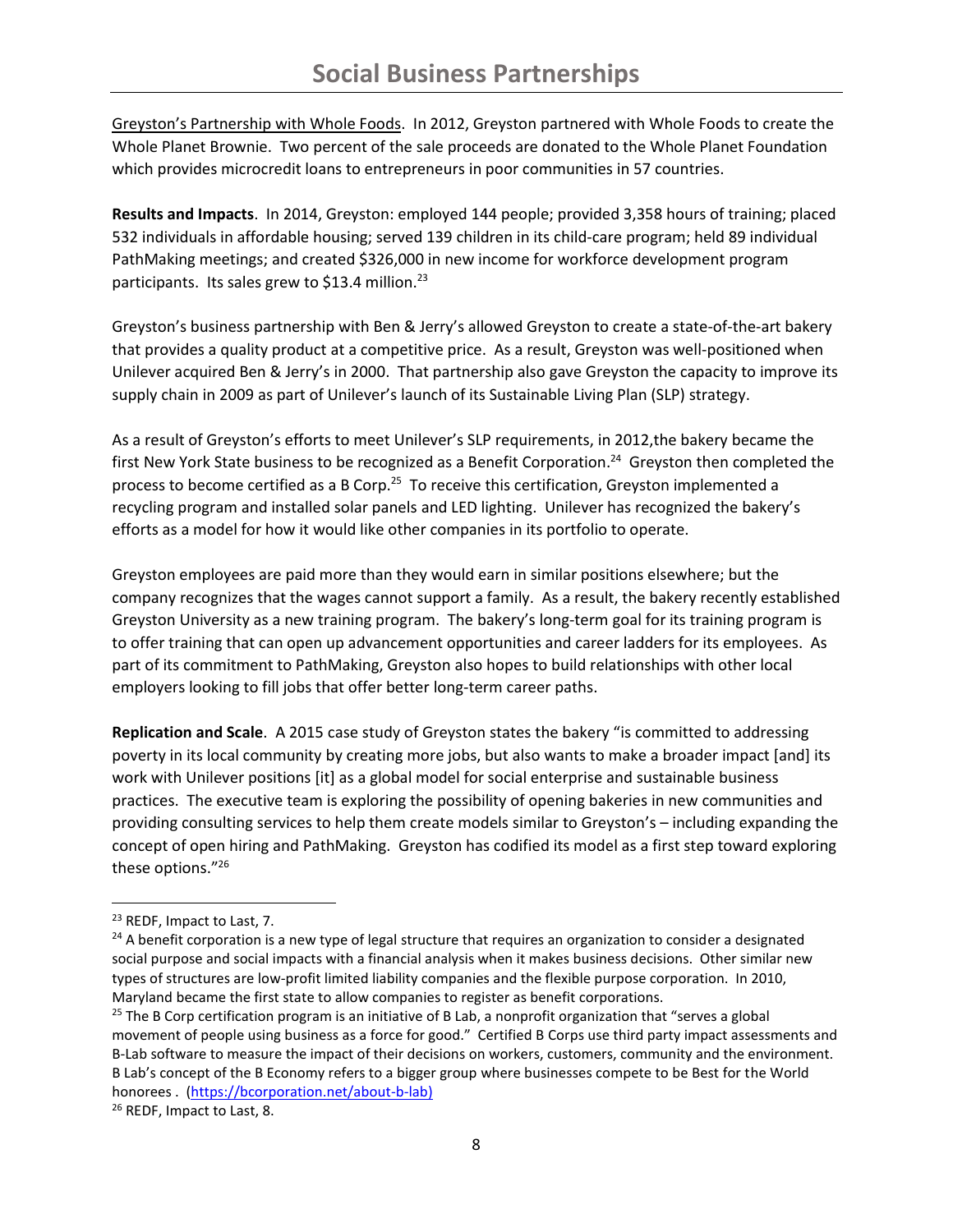Greyston's Partnership with Whole Foods. In 2012, Greyston partnered with Whole Foods to create the Whole Planet Brownie. Two percent of the sale proceeds are donated to the Whole Planet Foundation which provides microcredit loans to entrepreneurs in poor communities in 57 countries.

**Results and Impacts**. In 2014, Greyston: employed 144 people; provided 3,358 hours of training; placed 532 individuals in affordable housing; served 139 children in its child-care program; held 89 individual PathMaking meetings; and created $326,000 in new income for workforce development program participants. Its sales grew to $13.4 million.[23]

Greyston's business partnership with Ben & Jerry's allowed Greyston to create a state-of-the-art bakery that provides a quality product at a competitive price. As a result, Greyston was well-positioned when Unilever acquired Ben & Jerry's in 2000. That partnership also gave Greyston the capacity to improve its supply chain in 2009 as part of Unilever's launch of its Sustainable Living Plan (SLP) strategy.

As a result of Greyston's efforts to meet Unilever's SLP requirements, in 2012,the bakery became the first New York State business to be recognized as a Benefit Corporation.[24] Greyston then completed the process to become certified as a B Corp.[25] To receive this certification, Greyston implemented a recycling program and installed solar panels and LED lighting. Unilever has recognized the bakery's efforts as a model for how it would like other companies in its portfolio to operate.

Greyston employees are paid more than they would earn in similar positions elsewhere; but the company recognizes that the wages cannot support a family. As a result, the bakery recently established Greyston University as a new training program. The bakery's long-term goal for its training program is to offer training that can open up advancement opportunities and career ladders for its employees. As part of its commitment to PathMaking, Greyston also hopes to build relationships with other local employers looking to fill jobs that offer better long-term career paths.

**Replication and Scale**. A 2015 case study of Greyston states the bakery "is committed to addressing poverty in its local community by creating more jobs, but also wants to make a broader impact [and] its work with Unilever positions [it] as a global model for social enterprise and sustainable business practices. The executive team is exploring the possibility of opening bakeries in new communities and providing consulting services to help them create models similar to Greyston's – including expanding the concept of open hiring and PathMaking. Greyston has codified its model as a first step toward exploring these options."[26]

---

[23] REDF, Impact to Last, 7.

[24] A benefit corporation is a new type of legal structure that requires an organization to consider a designated social purpose and social impacts with a financial analysis when it makes business decisions. Other similar new types of structures are low-profit limited liability companies and the flexible purpose corporation. In 2010, Maryland became the first state to allow companies to register as benefit corporations.

[25] The B Corp certification program is an initiative of B Lab, a nonprofit organization that "serves a global movement of people using business as a force for good." Certified B Corps use third party impact assessments and B-Lab software to measure the impact of their decisions on workers, customers, community and the environment. B Lab's concept of the B Economy refers to a bigger group where businesses compete to be Best for the World honorees . (https://bcorporation.net/about-b-lab)

[26] REDF, Impact to Last, 8.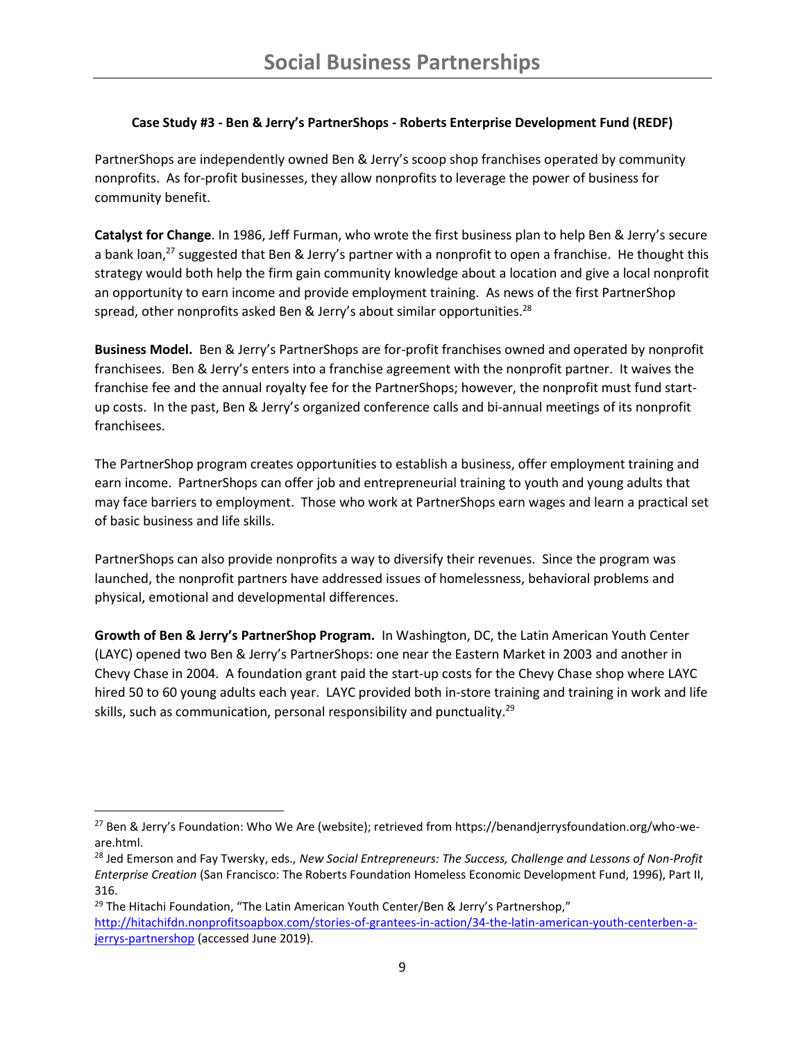**Case Study #3 - Ben & Jerry's PartnerShops - Roberts Enterprise Development Fund (REDF)**

PartnerShops are independently owned Ben & Jerry's scoop shop franchises operated by community nonprofits. As for-profit businesses, they allow nonprofits to leverage the power of business for community benefit.

**Catalyst for Change**. In 1986, Jeff Furman, who wrote the first business plan to help Ben & Jerry's secure a bank loan,[27] suggested that Ben & Jerry's partner with a nonprofit to open a franchise. He thought this strategy would both help the firm gain community knowledge about a location and give a local nonprofit an opportunity to earn income and provide employment training. As news of the first PartnerShop spread, other nonprofits asked Ben & Jerry's about similar opportunities.[28]

**Business Model.** Ben & Jerry's PartnerShops are for-profit franchises owned and operated by nonprofit franchisees. Ben & Jerry's enters into a franchise agreement with the nonprofit partner. It waives the franchise fee and the annual royalty fee for the PartnerShops; however, the nonprofit must fund start-up costs. In the past, Ben & Jerry's organized conference calls and bi-annual meetings of its nonprofit franchisees.

The PartnerShop program creates opportunities to establish a business, offer employment training and earn income. PartnerShops can offer job and entrepreneurial training to youth and young adults that may face barriers to employment. Those who work at PartnerShops earn wages and learn a practical set of basic business and life skills.

PartnerShops can also provide nonprofits a way to diversify their revenues. Since the program was launched, the nonprofit partners have addressed issues of homelessness, behavioral problems and physical, emotional and developmental differences.

**Growth of Ben & Jerry's PartnerShop Program.** In Washington, DC, the Latin American Youth Center (LAYC) opened two Ben & Jerry's PartnerShops: one near the Eastern Market in 2003 and another in Chevy Chase in 2004. A foundation grant paid the start-up costs for the Chevy Chase shop where LAYC hired 50 to 60 young adults each year. LAYC provided both in-store training and training in work and life skills, such as communication, personal responsibility and punctuality.[29]

---

[27] Ben & Jerry's Foundation: Who We Are (website); retrieved from https://benandjerrysfoundation.org/who-we-are.html.

[28] Jed Emerson and Fay Twersky, eds., *New Social Entrepreneurs: The Success, Challenge and Lessons of Non-Profit Enterprise Creation* (San Francisco: The Roberts Foundation Homeless Economic Development Fund, 1996), Part II, 316.

[29] The Hitachi Foundation, "The Latin American Youth Center/Ben & Jerry's Partnership," http://hitachifdn.nonprofitsoapbox.com/stories-of-grantees-in-action/34-the-latin-american-youth-centerben-a-jerrys-partnership (accessed June 2019).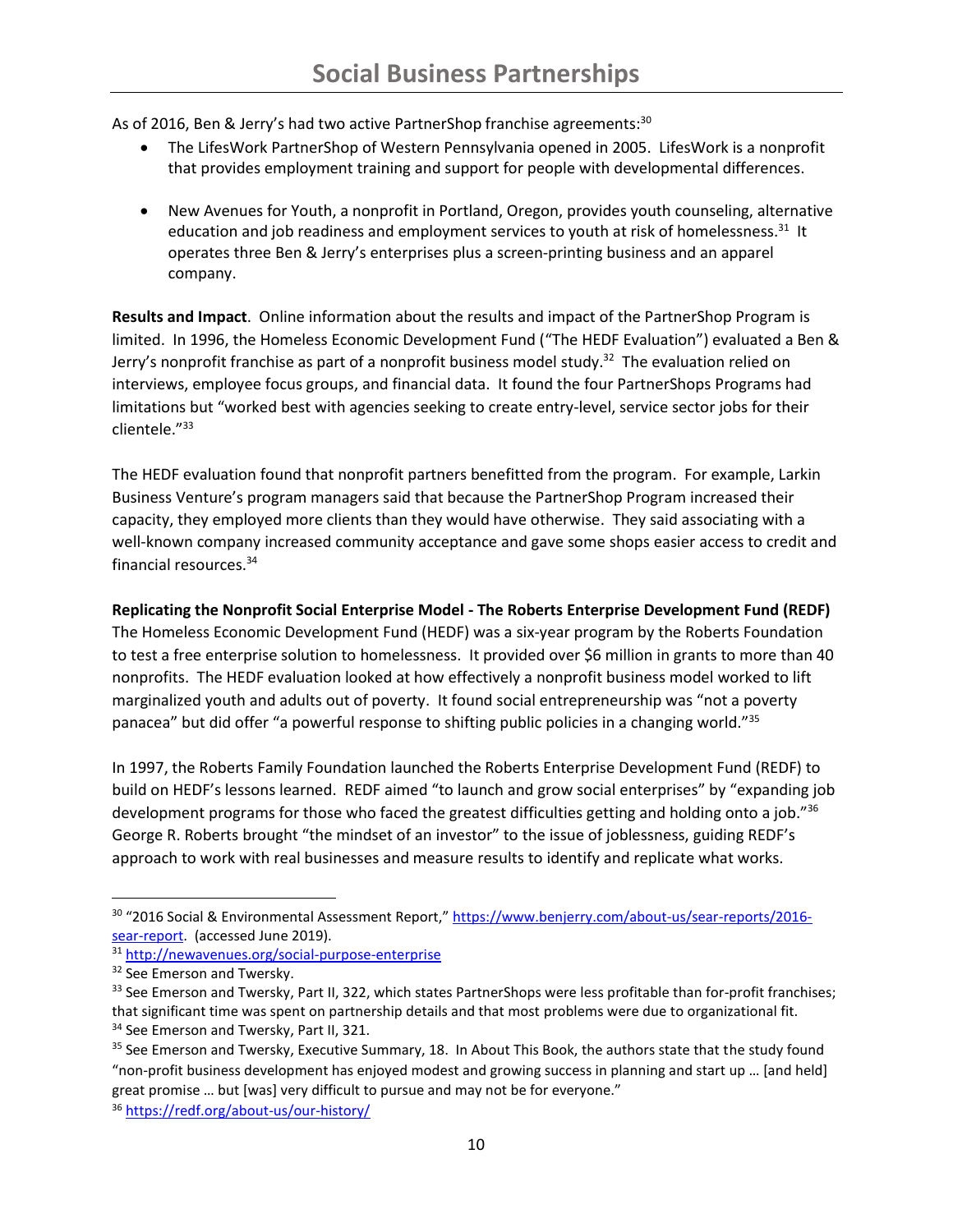As of 2016, Ben & Jerry's had two active PartnerShop franchise agreements:[30]

- The LifesWork PartnerShop of Western Pennsylvania opened in 2005. LifesWork is a nonprofit that provides employment training and support for people with developmental differences.

- New Avenues for Youth, a nonprofit in Portland, Oregon, provides youth counseling, alternative education and job readiness and employment services to youth at risk of homelessness.[31] It operates three Ben & Jerry's enterprises plus a screen-printing business and an apparel company.

**Results and Impact**. Online information about the results and impact of the PartnerShop Program is limited. In 1996, the Homeless Economic Development Fund ("The HEDF Evaluation") evaluated a Ben & Jerry's nonprofit franchise as part of a nonprofit business model study.[32] The evaluation relied on interviews, employee focus groups, and financial data. It found the four PartnerShops Programs had limitations but "worked best with agencies seeking to create entry-level, service sector jobs for their clientele."[33]

The HEDF evaluation found that nonprofit partners benefitted from the program. For example, Larkin Business Venture's program managers said that because the PartnerShop Program increased their capacity, they employed more clients than they would have otherwise. They said associating with a well-known company increased community acceptance and gave some shops easier access to credit and financial resources.[34]

**Replicating the Nonprofit Social Enterprise Model - The Roberts Enterprise Development Fund (REDF)**

The Homeless Economic Development Fund (HEDF) was a six-year program by the Roberts Foundation to test a free enterprise solution to homelessness. It provided over $6 million in grants to more than 40 nonprofits. The HEDF evaluation looked at how effectively a nonprofit business model worked to lift marginalized youth and adults out of poverty. It found social entrepreneurship was "not a poverty panacea" but did offer "a powerful response to shifting public policies in a changing world."[35]

In 1997, the Roberts Family Foundation launched the Roberts Enterprise Development Fund (REDF) to build on HEDF's lessons learned. REDF aimed "to launch and grow social enterprises" by "expanding job development programs for those who faced the greatest difficulties getting and holding onto a job."[36] George R. Roberts brought "the mindset of an investor" to the issue of joblessness, guiding REDF's approach to work with real businesses and measure results to identify and replicate what works.

---

[30] "2016 Social & Environmental Assessment Report," https://www.benjerry.com/about-us/sear-reports/2016-sear-report. (accessed June 2019).

[31] http://newavenues.org/social-purpose-enterprise

[32] See Emerson and Twersky.

[33] See Emerson and Twersky, Part II, 322, which states PartnerShops were less profitable than for-profit franchises; that significant time was spent on partnership details and that most problems were due to organizational fit.

[34] See Emerson and Twersky, Part II, 321.

[35] See Emerson and Twersky, Executive Summary, 18. In About This Book, the authors state that the study found "non-profit business development has enjoyed modest and growing success in planning and start up … [and held] great promise … but [was] very difficult to pursue and may not be for everyone."

[36] https://redf.org/about-us/our-history/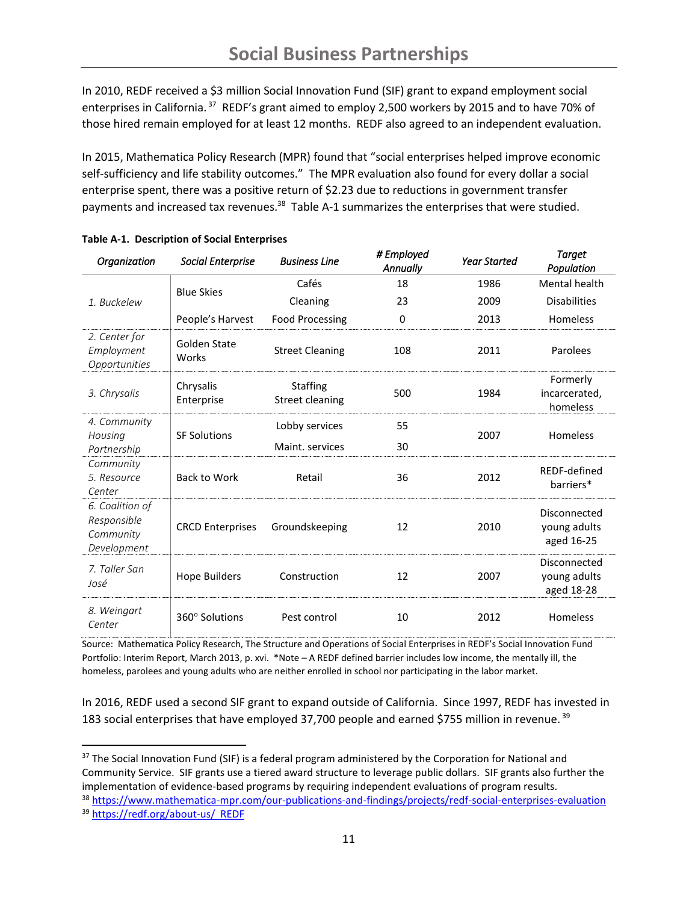# Social Business Partnerships

In 2010, REDF received a $3 million Social Innovation Fund (SIF) grant to expand employment social enterprises in California.[37] REDF's grant aimed to employ 2,500 workers by 2015 and to have 70% of those hired remain employed for at least 12 months. REDF also agreed to an independent evaluation.

In 2015, Mathematica Policy Research (MPR) found that "social enterprises helped improve economic self-sufficiency and life stability outcomes." The MPR evaluation also found for every dollar a social enterprise spent, there was a positive return of $2.23 due to reductions in government transfer payments and increased tax revenues.[38] Table A-1 summarizes the enterprises that were studied.

**Table A-1. Description of Social Enterprises**

| *Organization* | *Social Enterprise* | *Business Line* | *# Employed Annually* | *Year Started* | *Target Population* |
|---|---|---|---|---|---|
| *1. Buckelew* | Blue Skies | Cafés | 18 | 1986 | Mental health |
| | | Cleaning | 23 | 2009 | Disabilities |
| | People's Harvest | Food Processing | 0 | 2013 | Homeless |
| *2. Center for Employment Opportunities* | Golden State Works | Street Cleaning | 108 | 2011 | Parolees |
| *3. Chrysalis* | Chrysalis Enterprise | Staffing Street cleaning | 500 | 1984 | Formerly incarcerated, homeless |
| *4. Community Housing Partnership* | SF Solutions | Lobby services | 55 | 2007 | Homeless |
| | | Maint. services | 30 | | |
| *5. Community Resource Center* | Back to Work | Retail | 36 | 2012 | REDF-defined barriers* |
| *6. Coalition of Responsible Community Development* | CRCD Enterprises | Groundskeeping | 12 | 2010 | Disconnected young adults aged 16-25 |
| *7. Taller San José* | Hope Builders | Construction | 12 | 2007 | Disconnected young adults aged 18-28 |
| *8. Weingart Center* | 360° Solutions | Pest control | 10 | 2012 | Homeless |

Source: Mathematica Policy Research, The Structure and Operations of Social Enterprises in REDF's Social Innovation Fund Portfolio: Interim Report, March 2013, p. xvi. *Note – A REDF defined barrier includes low income, the mentally ill, the homeless, parolees and young adults who are neither enrolled in school nor participating in the labor market.

In 2016, REDF used a second SIF grant to expand outside of California. Since 1997, REDF has invested in 183 social enterprises that have employed 37,700 people and earned $755 million in revenue.[39]

---

[37] The Social Innovation Fund (SIF) is a federal program administered by the Corporation for National and Community Service. SIF grants use a tiered award structure to leverage public dollars. SIF grants also further the implementation of evidence-based programs by requiring independent evaluations of program results.

[38] https://www.mathematica-mpr.com/our-publications-and-findings/projects/redf-social-enterprises-evaluation

[39] https://redf.org/about-us/ REDF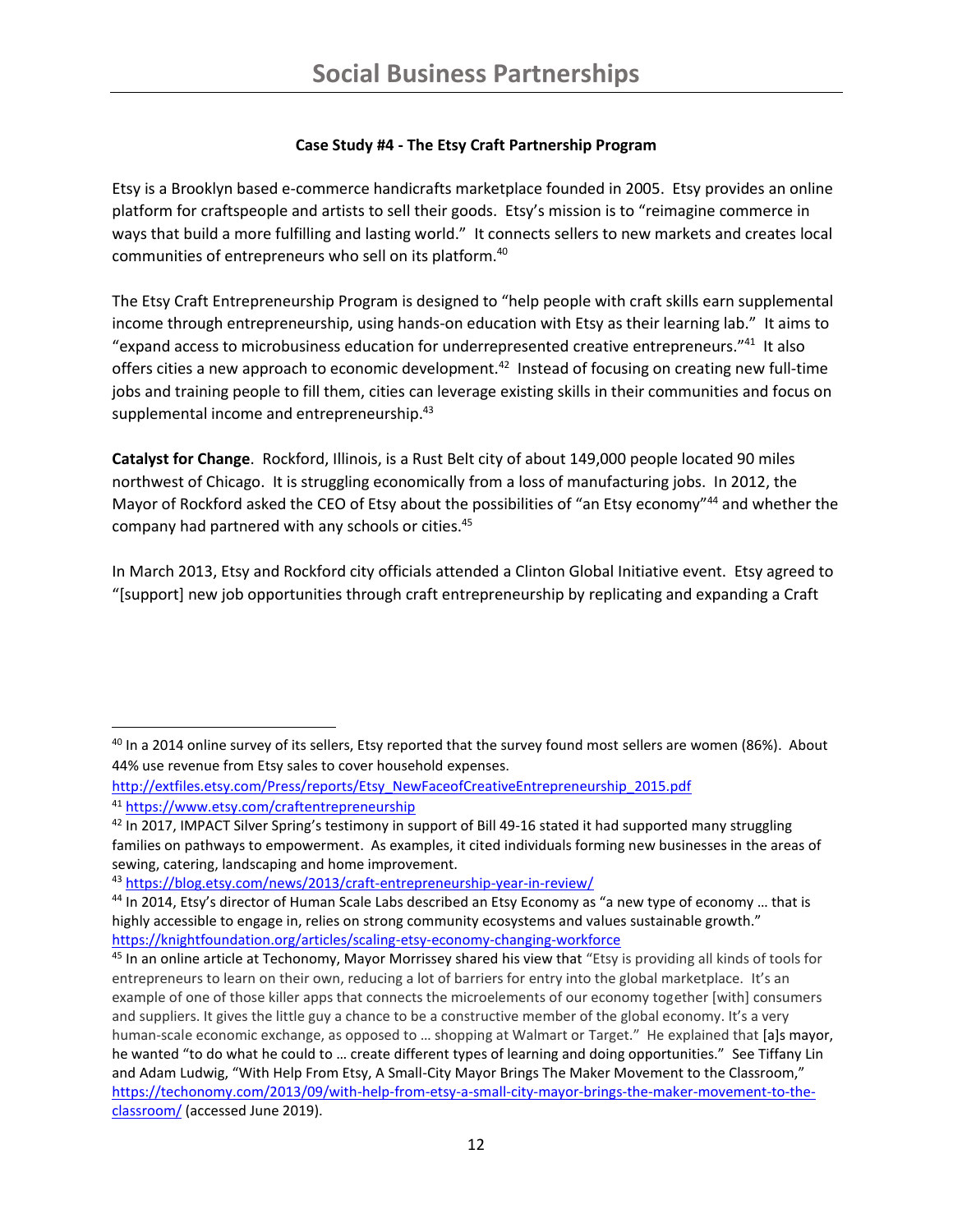#### Case Study #4 - The Etsy Craft Partnership Program

Etsy is a Brooklyn based e-commerce handicrafts marketplace founded in 2005. Etsy provides an online platform for craftspeople and artists to sell their goods. Etsy's mission is to "reimagine commerce in ways that build a more fulfilling and lasting world." It connects sellers to new markets and creates local communities of entrepreneurs who sell on its platform.[40]

The Etsy Craft Entrepreneurship Program is designed to "help people with craft skills earn supplemental income through entrepreneurship, using hands-on education with Etsy as their learning lab." It aims to "expand access to microbusiness education for underrepresented creative entrepreneurs."[41] It also offers cities a new approach to economic development.[42] Instead of focusing on creating new full-time jobs and training people to fill them, cities can leverage existing skills in their communities and focus on supplemental income and entrepreneurship.[43]

**Catalyst for Change**. Rockford, Illinois, is a Rust Belt city of about 149,000 people located 90 miles northwest of Chicago. It is struggling economically from a loss of manufacturing jobs. In 2012, the Mayor of Rockford asked the CEO of Etsy about the possibilities of "an Etsy economy"[44] and whether the company had partnered with any schools or cities.[45]

In March 2013, Etsy and Rockford city officials attended a Clinton Global Initiative event. Etsy agreed to "[support] new job opportunities through craft entrepreneurship by replicating and expanding a Craft

---

[40] In a 2014 online survey of its sellers, Etsy reported that the survey found most sellers are women (86%). About 44% use revenue from Etsy sales to cover household expenses. http://extfiles.etsy.com/Press/reports/Etsy_NewFaceofCreativeEntrepreneurship_2015.pdf

[41] https://www.etsy.com/craftentrepreneurship

[42] In 2017, IMPACT Silver Spring's testimony in support of Bill 49-16 stated it had supported many struggling families on pathways to empowerment. As examples, it cited individuals forming new businesses in the areas of sewing, catering, landscaping and home improvement.

[43] https://blog.etsy.com/news/2013/craft-entrepreneurship-year-in-review/

[44] In 2014, Etsy's director of Human Scale Labs described an Etsy Economy as "a new type of economy … that is highly accessible to engage in, relies on strong community ecosystems and values sustainable growth." https://knightfoundation.org/articles/scaling-etsy-economy-changing-workforce

[45] In an online article at Techonomy, Mayor Morrissey shared his view that "Etsy is providing all kinds of tools for entrepreneurs to learn on their own, reducing a lot of barriers for entry into the global marketplace. It's an example of one of those killer apps that connects the microelements of our economy together [with] consumers and suppliers. It gives the little guy a chance to be a constructive member of the global economy. It's a very human-scale economic exchange, as opposed to … shopping at Walmart or Target." He explained that [a]s mayor, he wanted "to do what he could to … create different types of learning and doing opportunities." See Tiffany Lin and Adam Ludwig, "With Help From Etsy, A Small-City Mayor Brings The Maker Movement to the Classroom," https://techonomy.com/2013/09/with-help-from-etsy-a-small-city-mayor-brings-the-maker-movement-to-the-classroom/ (accessed June 2019).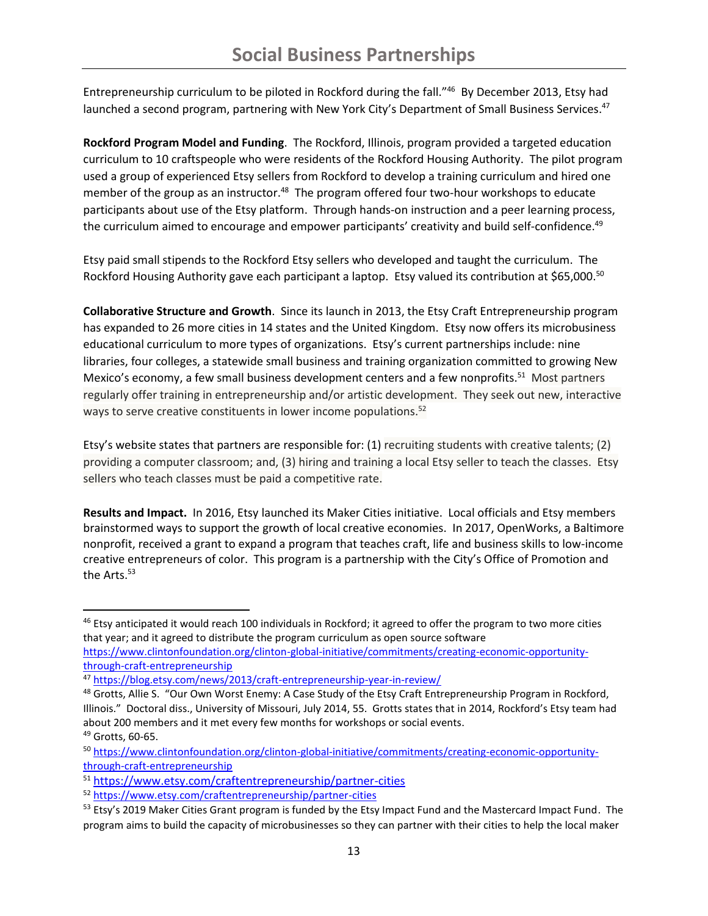Entrepreneurship curriculum to be piloted in Rockford during the fall."[46] By December 2013, Etsy had launched a second program, partnering with New York City's Department of Small Business Services.[47]

**Rockford Program Model and Funding**. The Rockford, Illinois, program provided a targeted education curriculum to 10 craftspeople who were residents of the Rockford Housing Authority. The pilot program used a group of experienced Etsy sellers from Rockford to develop a training curriculum and hired one member of the group as an instructor.[48] The program offered four two-hour workshops to educate participants about use of the Etsy platform. Through hands-on instruction and a peer learning process, the curriculum aimed to encourage and empower participants' creativity and build self-confidence.[49]

Etsy paid small stipends to the Rockford Etsy sellers who developed and taught the curriculum. The Rockford Housing Authority gave each participant a laptop. Etsy valued its contribution at $65,000.[50]

**Collaborative Structure and Growth**. Since its launch in 2013, the Etsy Craft Entrepreneurship program has expanded to 26 more cities in 14 states and the United Kingdom. Etsy now offers its microbusiness educational curriculum to more types of organizations. Etsy's current partnerships include: nine libraries, four colleges, a statewide small business and training organization committed to growing New Mexico's economy, a few small business development centers and a few nonprofits.[51] Most partners regularly offer training in entrepreneurship and/or artistic development. They seek out new, interactive ways to serve creative constituents in lower income populations.[52]

Etsy's website states that partners are responsible for: (1) recruiting students with creative talents; (2) providing a computer classroom; and, (3) hiring and training a local Etsy seller to teach the classes. Etsy sellers who teach classes must be paid a competitive rate.

**Results and Impact.** In 2016, Etsy launched its Maker Cities initiative. Local officials and Etsy members brainstormed ways to support the growth of local creative economies. In 2017, OpenWorks, a Baltimore nonprofit, received a grant to expand a program that teaches craft, life and business skills to low-income creative entrepreneurs of color. This program is a partnership with the City's Office of Promotion and the Arts.[53]

---

[46] Etsy anticipated it would reach 100 individuals in Rockford; it agreed to offer the program to two more cities that year; and it agreed to distribute the program curriculum as open source software https://www.clintonfoundation.org/clinton-global-initiative/commitments/creating-economic-opportunity-through-craft-entrepreneurship

[47] https://blog.etsy.com/news/2013/craft-entrepreneurship-year-in-review/

[48] Grotts, Allie S. "Our Own Worst Enemy: A Case Study of the Etsy Craft Entrepreneurship Program in Rockford, Illinois." Doctoral diss., University of Missouri, July 2014, 55. Grotts states that in 2014, Rockford's Etsy team had about 200 members and it met every few months for workshops or social events.

[49] Grotts, 60-65.

[50] https://www.clintonfoundation.org/clinton-global-initiative/commitments/creating-economic-opportunity-through-craft-entrepreneurship

[51] https://www.etsy.com/craftentrepreneurship/partner-cities

[52] https://www.etsy.com/craftentrepreneurship/partner-cities

[53] Etsy's 2019 Maker Cities Grant program is funded by the Etsy Impact Fund and the Mastercard Impact Fund. The program aims to build the capacity of microbusinesses so they can partner with their cities to help the local maker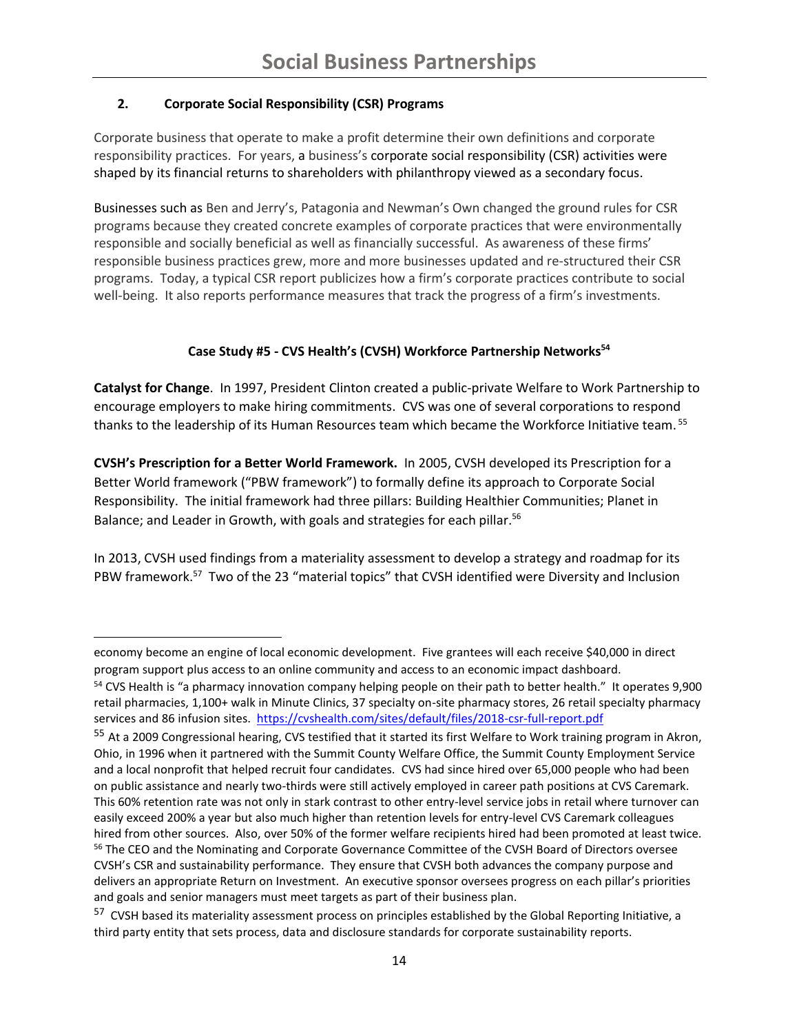## 2. Corporate Social Responsibility (CSR) Programs

Corporate business that operate to make a profit determine their own definitions and corporate responsibility practices. For years, a business's corporate social responsibility (CSR) activities were shaped by its financial returns to shareholders with philanthropy viewed as a secondary focus.

Businesses such as Ben and Jerry's, Patagonia and Newman's Own changed the ground rules for CSR programs because they created concrete examples of corporate practices that were environmentally responsible and socially beneficial as well as financially successful. As awareness of these firms' responsible business practices grew, more and more businesses updated and re-structured their CSR programs. Today, a typical CSR report publicizes how a firm's corporate practices contribute to social well-being. It also reports performance measures that track the progress of a firm's investments.

### Case Study #5 - CVS Health's (CVSH) Workforce Partnership Networks[54]

**Catalyst for Change**. In 1997, President Clinton created a public-private Welfare to Work Partnership to encourage employers to make hiring commitments. CVS was one of several corporations to respond thanks to the leadership of its Human Resources team which became the Workforce Initiative team.[55]

**CVSH's Prescription for a Better World Framework.** In 2005, CVSH developed its Prescription for a Better World framework ("PBW framework") to formally define its approach to Corporate Social Responsibility. The initial framework had three pillars: Building Healthier Communities; Planet in Balance; and Leader in Growth, with goals and strategies for each pillar.[56]

In 2013, CVSH used findings from a materiality assessment to develop a strategy and roadmap for its PBW framework.[57] Two of the 23 "material topics" that CVSH identified were Diversity and Inclusion

---

economy become an engine of local economic development. Five grantees will each receive $40,000 in direct program support plus access to an online community and access to an economic impact dashboard.

[54] CVS Health is "a pharmacy innovation company helping people on their path to better health." It operates 9,900 retail pharmacies, 1,100+ walk in Minute Clinics, 37 specialty on-site pharmacy stores, 26 retail specialty pharmacy services and 86 infusion sites. https://cvshealth.com/sites/default/files/2018-csr-full-report.pdf

[55] At a 2009 Congressional hearing, CVS testified that it started its first Welfare to Work training program in Akron, Ohio, in 1996 when it partnered with the Summit County Welfare Office, the Summit County Employment Service and a local nonprofit that helped recruit four candidates. CVS had since hired over 65,000 people who had been on public assistance and nearly two-thirds were still actively employed in career path positions at CVS Caremark. This 60% retention rate was not only in stark contrast to other entry-level service jobs in retail where turnover can easily exceed 200% a year but also much higher than retention levels for entry-level CVS Caremark colleagues hired from other sources. Also, over 50% of the former welfare recipients hired had been promoted at least twice.

[56] The CEO and the Nominating and Corporate Governance Committee of the CVSH Board of Directors oversee CVSH's CSR and sustainability performance. They ensure that CVSH both advances the company purpose and delivers an appropriate Return on Investment. An executive sponsor oversees progress on each pillar's priorities and goals and senior managers must meet targets as part of their business plan.

[57] CVSH based its materiality assessment process on principles established by the Global Reporting Initiative, a third party entity that sets process, data and disclosure standards for corporate sustainability reports.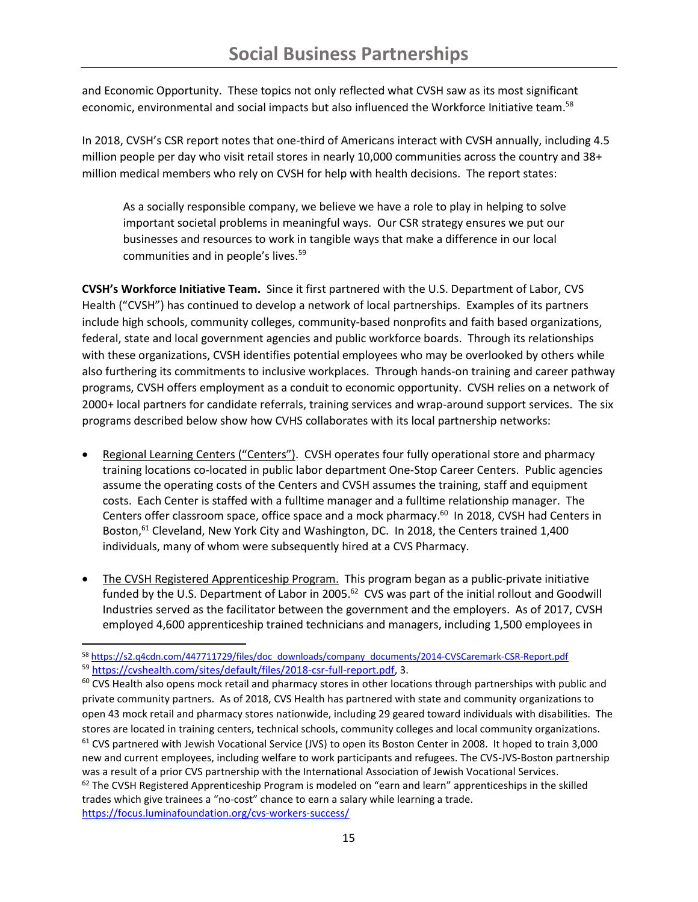and Economic Opportunity. These topics not only reflected what CVSH saw as its most significant economic, environmental and social impacts but also influenced the Workforce Initiative team.[58]

In 2018, CVSH's CSR report notes that one-third of Americans interact with CVSH annually, including 4.5 million people per day who visit retail stores in nearly 10,000 communities across the country and 38+ million medical members who rely on CVSH for help with health decisions. The report states:

> As a socially responsible company, we believe we have a role to play in helping to solve important societal problems in meaningful ways. Our CSR strategy ensures we put our businesses and resources to work in tangible ways that make a difference in our local communities and in people's lives.[59]

**CVSH's Workforce Initiative Team.** Since it first partnered with the U.S. Department of Labor, CVS Health ("CVSH") has continued to develop a network of local partnerships. Examples of its partners include high schools, community colleges, community-based nonprofits and faith based organizations, federal, state and local government agencies and public workforce boards. Through its relationships with these organizations, CVSH identifies potential employees who may be overlooked by others while also furthering its commitments to inclusive workplaces. Through hands-on training and career pathway programs, CVSH offers employment as a conduit to economic opportunity. CVSH relies on a network of 2000+ local partners for candidate referrals, training services and wrap-around support services. The six programs described below show how CVHS collaborates with its local partnership networks:

- Regional Learning Centers ("Centers"). CVSH operates four fully operational store and pharmacy training locations co-located in public labor department One-Stop Career Centers. Public agencies assume the operating costs of the Centers and CVSH assumes the training, staff and equipment costs. Each Center is staffed with a fulltime manager and a fulltime relationship manager. The Centers offer classroom space, office space and a mock pharmacy.[60] In 2018, CVSH had Centers in Boston,[61] Cleveland, New York City and Washington, DC. In 2018, the Centers trained 1,400 individuals, many of whom were subsequently hired at a CVS Pharmacy.

- The CVSH Registered Apprenticeship Program. This program began as a public-private initiative funded by the U.S. Department of Labor in 2005.[62] CVS was part of the initial rollout and Goodwill Industries served as the facilitator between the government and the employers. As of 2017, CVSH employed 4,600 apprenticeship trained technicians and managers, including 1,500 employees in

---

[58] https://s2.q4cdn.com/447711729/files/doc_downloads/company_documents/2014-CVSCaremark-CSR-Report.pdf

[59] https://cvshealth.com/sites/default/files/2018-csr-full-report.pdf, 3.

[60] CVS Health also opens mock retail and pharmacy stores in other locations through partnerships with public and private community partners. As of 2018, CVS Health has partnered with state and community organizations to open 43 mock retail and pharmacy stores nationwide, including 29 geared toward individuals with disabilities. The stores are located in training centers, technical schools, community colleges and local community organizations.

[61] CVS partnered with Jewish Vocational Service (JVS) to open its Boston Center in 2008. It hoped to train 3,000 new and current employees, including welfare to work participants and refugees. The CVS-JVS-Boston partnership was a result of a prior CVS partnership with the International Association of Jewish Vocational Services.

[62] The CVSH Registered Apprenticeship Program is modeled on "earn and learn" apprenticeships in the skilled trades which give trainees a "no-cost" chance to earn a salary while learning a trade. https://focus.luminafoundation.org/cvs-workers-success/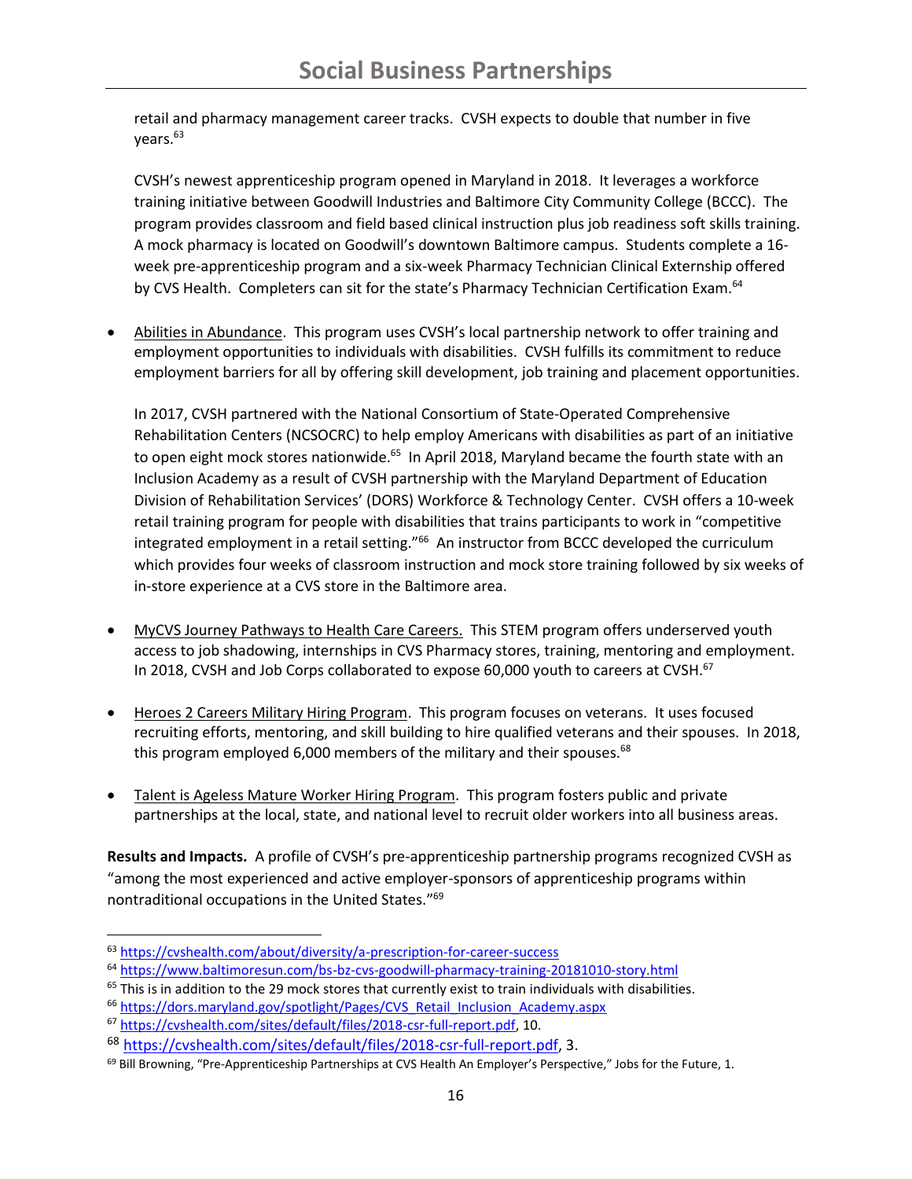retail and pharmacy management career tracks. CVSH expects to double that number in five years.[63]

CVSH's newest apprenticeship program opened in Maryland in 2018. It leverages a workforce training initiative between Goodwill Industries and Baltimore City Community College (BCCC). The program provides classroom and field based clinical instruction plus job readiness soft skills training. A mock pharmacy is located on Goodwill's downtown Baltimore campus. Students complete a 16-week pre-apprenticeship program and a six-week Pharmacy Technician Clinical Externship offered by CVS Health. Completers can sit for the state's Pharmacy Technician Certification Exam.[64]

- <u>Abilities in Abundance</u>. This program uses CVSH's local partnership network to offer training and employment opportunities to individuals with disabilities. CVSH fulfills its commitment to reduce employment barriers for all by offering skill development, job training and placement opportunities.

  In 2017, CVSH partnered with the National Consortium of State-Operated Comprehensive Rehabilitation Centers (NCSOCRC) to help employ Americans with disabilities as part of an initiative to open eight mock stores nationwide.[65] In April 2018, Maryland became the fourth state with an Inclusion Academy as a result of CVSH partnership with the Maryland Department of Education Division of Rehabilitation Services' (DORS) Workforce & Technology Center. CVSH offers a 10-week retail training program for people with disabilities that trains participants to work in "competitive integrated employment in a retail setting."[66] An instructor from BCCC developed the curriculum which provides four weeks of classroom instruction and mock store training followed by six weeks of in-store experience at a CVS store in the Baltimore area.

- <u>MyCVS Journey Pathways to Health Care Careers.</u> This STEM program offers underserved youth access to job shadowing, internships in CVS Pharmacy stores, training, mentoring and employment. In 2018, CVSH and Job Corps collaborated to expose 60,000 youth to careers at CVSH.[67]

- <u>Heroes 2 Careers Military Hiring Program</u>. This program focuses on veterans. It uses focused recruiting efforts, mentoring, and skill building to hire qualified veterans and their spouses. In 2018, this program employed 6,000 members of the military and their spouses.[68]

- <u>Talent is Ageless Mature Worker Hiring Program</u>. This program fosters public and private partnerships at the local, state, and national level to recruit older workers into all business areas.

**Results and Impacts.** A profile of CVSH's pre-apprenticeship partnership programs recognized CVSH as "among the most experienced and active employer-sponsors of apprenticeship programs within nontraditional occupations in the United States."[69]

---

[63] https://cvshealth.com/about/diversity/a-prescription-for-career-success

[64] https://www.baltimoresun.com/bs-bz-cvs-goodwill-pharmacy-training-20181010-story.html

[65] This is in addition to the 29 mock stores that currently exist to train individuals with disabilities.

[66] https://dors.maryland.gov/spotlight/Pages/CVS_Retail_Inclusion_Academy.aspx

[67] https://cvshealth.com/sites/default/files/2018-csr-full-report.pdf, 10.

[68] https://cvshealth.com/sites/default/files/2018-csr-full-report.pdf, 3.

[69] Bill Browning, "Pre-Apprenticeship Partnerships at CVS Health An Employer's Perspective," Jobs for the Future, 1.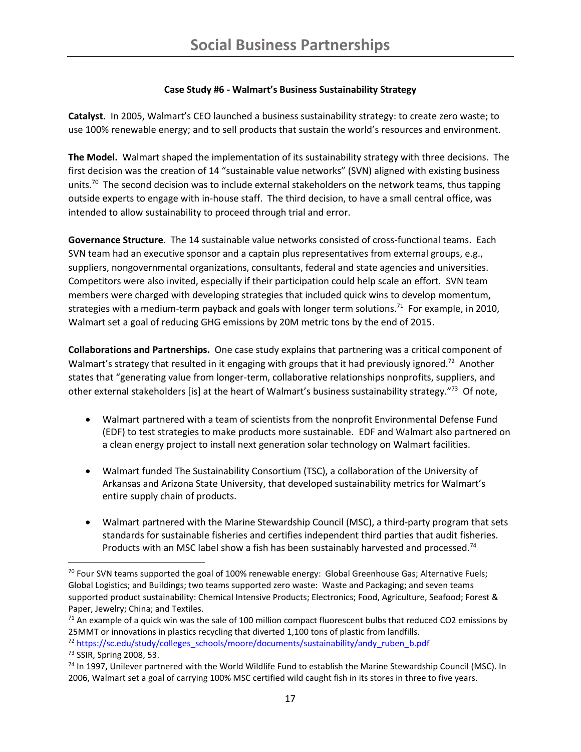**Case Study #6 - Walmart's Business Sustainability Strategy**

**Catalyst.** In 2005, Walmart's CEO launched a business sustainability strategy: to create zero waste; to use 100% renewable energy; and to sell products that sustain the world's resources and environment.

**The Model.** Walmart shaped the implementation of its sustainability strategy with three decisions. The first decision was the creation of 14 "sustainable value networks" (SVN) aligned with existing business units.[70] The second decision was to include external stakeholders on the network teams, thus tapping outside experts to engage with in-house staff. The third decision, to have a small central office, was intended to allow sustainability to proceed through trial and error.

**Governance Structure**. The 14 sustainable value networks consisted of cross-functional teams. Each SVN team had an executive sponsor and a captain plus representatives from external groups, e.g., suppliers, nongovernmental organizations, consultants, federal and state agencies and universities. Competitors were also invited, especially if their participation could help scale an effort. SVN team members were charged with developing strategies that included quick wins to develop momentum, strategies with a medium-term payback and goals with longer term solutions.[71] For example, in 2010, Walmart set a goal of reducing GHG emissions by 20M metric tons by the end of 2015.

**Collaborations and Partnerships.** One case study explains that partnering was a critical component of Walmart's strategy that resulted in it engaging with groups that it had previously ignored.[72] Another states that "generating value from longer-term, collaborative relationships nonprofits, suppliers, and other external stakeholders [is] at the heart of Walmart's business sustainability strategy."[73] Of note,

- Walmart partnered with a team of scientists from the nonprofit Environmental Defense Fund (EDF) to test strategies to make products more sustainable. EDF and Walmart also partnered on a clean energy project to install next generation solar technology on Walmart facilities.

- Walmart funded The Sustainability Consortium (TSC), a collaboration of the University of Arkansas and Arizona State University, that developed sustainability metrics for Walmart's entire supply chain of products.

- Walmart partnered with the Marine Stewardship Council (MSC), a third-party program that sets standards for sustainable fisheries and certifies independent third parties that audit fisheries. Products with an MSC label show a fish has been sustainably harvested and processed.[74]

---

[70] Four SVN teams supported the goal of 100% renewable energy: Global Greenhouse Gas; Alternative Fuels; Global Logistics; and Buildings; two teams supported zero waste: Waste and Packaging; and seven teams supported product sustainability: Chemical Intensive Products; Electronics; Food, Agriculture, Seafood; Forest & Paper, Jewelry; China; and Textiles.

[71] An example of a quick win was the sale of 100 million compact fluorescent bulbs that reduced $CO_2$ emissions by 25MMT or innovations in plastics recycling that diverted 1,100 tons of plastic from landfills.

[72] https://sc.edu/study/colleges_schools/moore/documents/sustainability/andy_ruben_b.pdf

[73] SSIR, Spring 2008, 53.

[74] In 1997, Unilever partnered with the World Wildlife Fund to establish the Marine Stewardship Council (MSC). In 2006, Walmart set a goal of carrying 100% MSC certified wild caught fish in its stores in three to five years.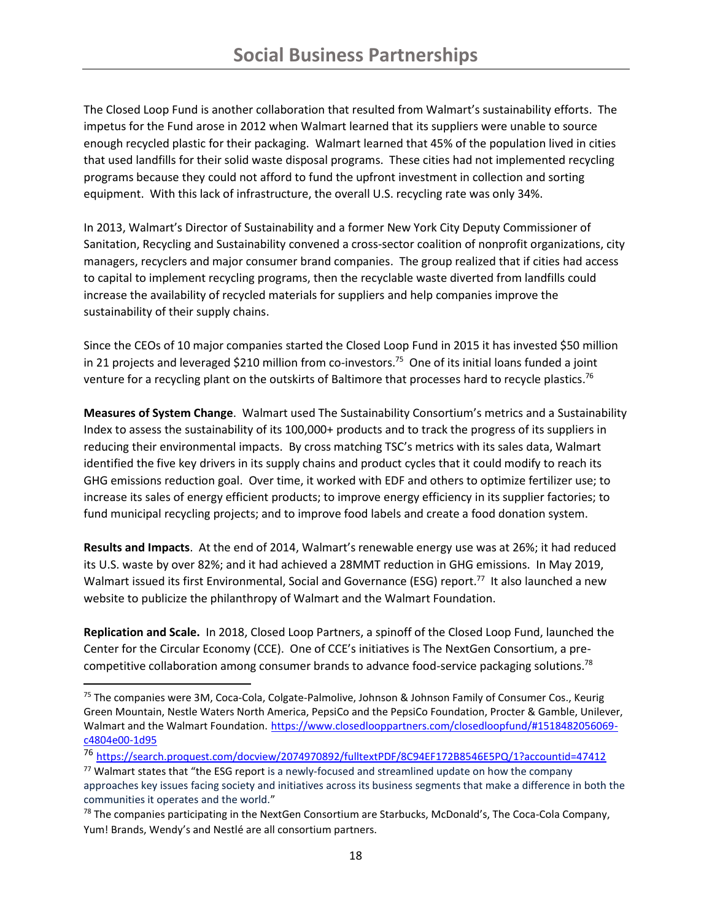The Closed Loop Fund is another collaboration that resulted from Walmart's sustainability efforts. The impetus for the Fund arose in 2012 when Walmart learned that its suppliers were unable to source enough recycled plastic for their packaging. Walmart learned that 45% of the population lived in cities that used landfills for their solid waste disposal programs. These cities had not implemented recycling programs because they could not afford to fund the upfront investment in collection and sorting equipment. With this lack of infrastructure, the overall U.S. recycling rate was only 34%.

In 2013, Walmart's Director of Sustainability and a former New York City Deputy Commissioner of Sanitation, Recycling and Sustainability convened a cross-sector coalition of nonprofit organizations, city managers, recyclers and major consumer brand companies. The group realized that if cities had access to capital to implement recycling programs, then the recyclable waste diverted from landfills could increase the availability of recycled materials for suppliers and help companies improve the sustainability of their supply chains.

Since the CEOs of 10 major companies started the Closed Loop Fund in 2015 it has invested $50 million in 21 projects and leveraged $210 million from co-investors.[75] One of its initial loans funded a joint venture for a recycling plant on the outskirts of Baltimore that processes hard to recycle plastics.[76]

**Measures of System Change**. Walmart used The Sustainability Consortium's metrics and a Sustainability Index to assess the sustainability of its 100,000+ products and to track the progress of its suppliers in reducing their environmental impacts. By cross matching TSC's metrics with its sales data, Walmart identified the five key drivers in its supply chains and product cycles that it could modify to reach its GHG emissions reduction goal. Over time, it worked with EDF and others to optimize fertilizer use; to increase its sales of energy efficient products; to improve energy efficiency in its supplier factories; to fund municipal recycling projects; and to improve food labels and create a food donation system.

**Results and Impacts**. At the end of 2014, Walmart's renewable energy use was at 26%; it had reduced its U.S. waste by over 82%; and it had achieved a 28MMT reduction in GHG emissions. In May 2019, Walmart issued its first Environmental, Social and Governance (ESG) report.[77] It also launched a new website to publicize the philanthropy of Walmart and the Walmart Foundation.

**Replication and Scale.** In 2018, Closed Loop Partners, a spinoff of the Closed Loop Fund, launched the Center for the Circular Economy (CCE). One of CCE's initiatives is The NextGen Consortium, a pre-competitive collaboration among consumer brands to advance food-service packaging solutions.[78]

---

[75] The companies were 3M, Coca-Cola, Colgate-Palmolive, Johnson & Johnson Family of Consumer Cos., Keurig Green Mountain, Nestle Waters North America, PepsiCo and the PepsiCo Foundation, Procter & Gamble, Unilever, Walmart and the Walmart Foundation. https://www.closedlooppartners.com/closedloopfund/#1518482056069-c4804e00-1d95

[76] https://search.proquest.com/docview/2074970892/fulltextPDF/8C94EF172B8546E5PQ/1?accountid=47412

[77] Walmart states that "the ESG report is a newly-focused and streamlined update on how the company approaches key issues facing society and initiatives across its business segments that make a difference in both the communities it operates and the world."

[78] The companies participating in the NextGen Consortium are Starbucks, McDonald's, The Coca-Cola Company, Yum! Brands, Wendy's and Nestlé are all consortium partners.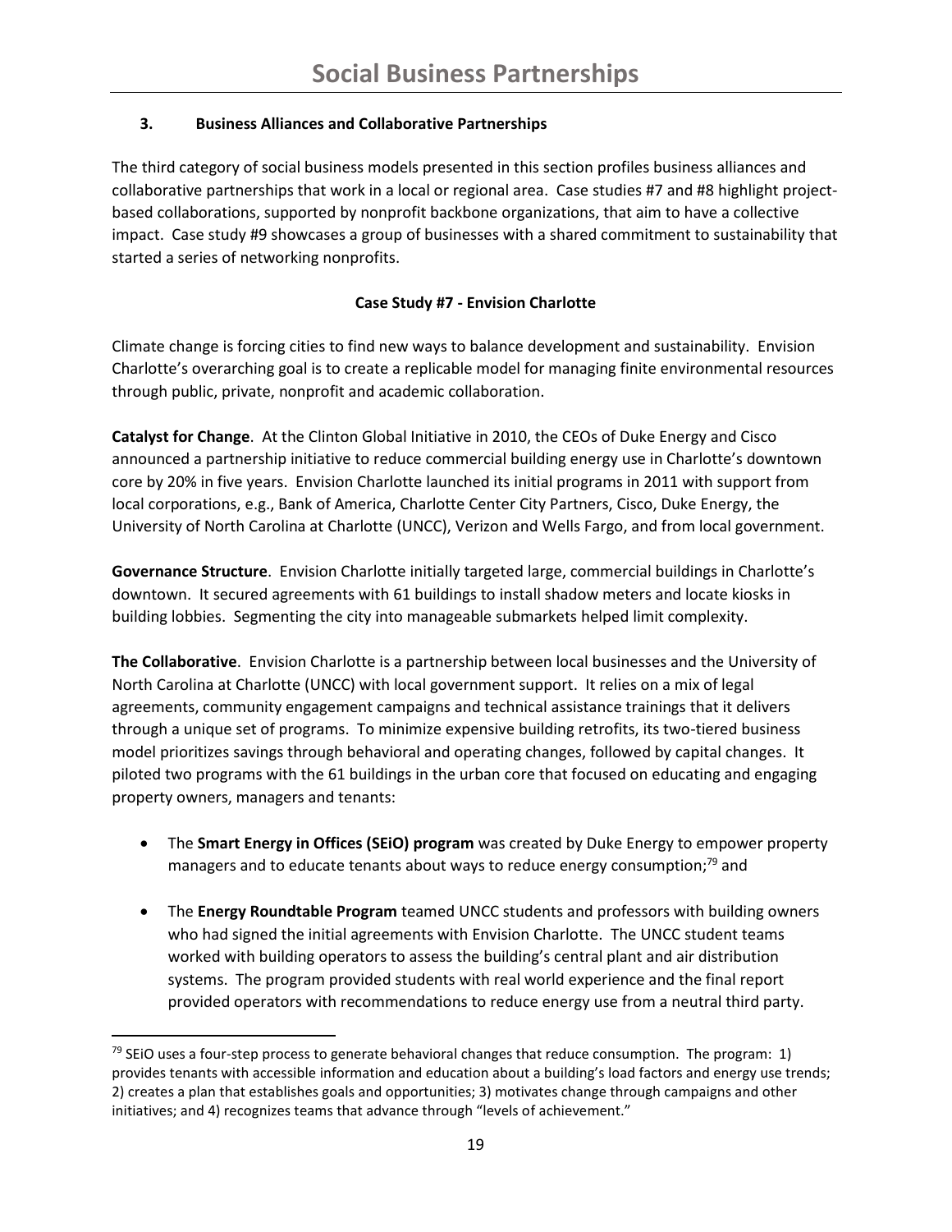# Social Business Partnerships

### 3. Business Alliances and Collaborative Partnerships

The third category of social business models presented in this section profiles business alliances and collaborative partnerships that work in a local or regional area. Case studies #7 and #8 highlight project-based collaborations, supported by nonprofit backbone organizations, that aim to have a collective impact. Case study #9 showcases a group of businesses with a shared commitment to sustainability that started a series of networking nonprofits.

#### Case Study #7 - Envision Charlotte

Climate change is forcing cities to find new ways to balance development and sustainability. Envision Charlotte's overarching goal is to create a replicable model for managing finite environmental resources through public, private, nonprofit and academic collaboration.

**Catalyst for Change**. At the Clinton Global Initiative in 2010, the CEOs of Duke Energy and Cisco announced a partnership initiative to reduce commercial building energy use in Charlotte's downtown core by 20% in five years. Envision Charlotte launched its initial programs in 2011 with support from local corporations, e.g., Bank of America, Charlotte Center City Partners, Cisco, Duke Energy, the University of North Carolina at Charlotte (UNCC), Verizon and Wells Fargo, and from local government.

**Governance Structure**. Envision Charlotte initially targeted large, commercial buildings in Charlotte's downtown. It secured agreements with 61 buildings to install shadow meters and locate kiosks in building lobbies. Segmenting the city into manageable submarkets helped limit complexity.

**The Collaborative**. Envision Charlotte is a partnership between local businesses and the University of North Carolina at Charlotte (UNCC) with local government support. It relies on a mix of legal agreements, community engagement campaigns and technical assistance trainings that it delivers through a unique set of programs. To minimize expensive building retrofits, its two-tiered business model prioritizes savings through behavioral and operating changes, followed by capital changes. It piloted two programs with the 61 buildings in the urban core that focused on educating and engaging property owners, managers and tenants:

- The **Smart Energy in Offices (SEiO) program** was created by Duke Energy to empower property managers and to educate tenants about ways to reduce energy consumption;[79] and
- The **Energy Roundtable Program** teamed UNCC students and professors with building owners who had signed the initial agreements with Envision Charlotte. The UNCC student teams worked with building operators to assess the building's central plant and air distribution systems. The program provided students with real world experience and the final report provided operators with recommendations to reduce energy use from a neutral third party.

[79] SEiO uses a four-step process to generate behavioral changes that reduce consumption. The program: 1) provides tenants with accessible information and education about a building's load factors and energy use trends; 2) creates a plan that establishes goals and opportunities; 3) motivates change through campaigns and other initiatives; and 4) recognizes teams that advance through "levels of achievement."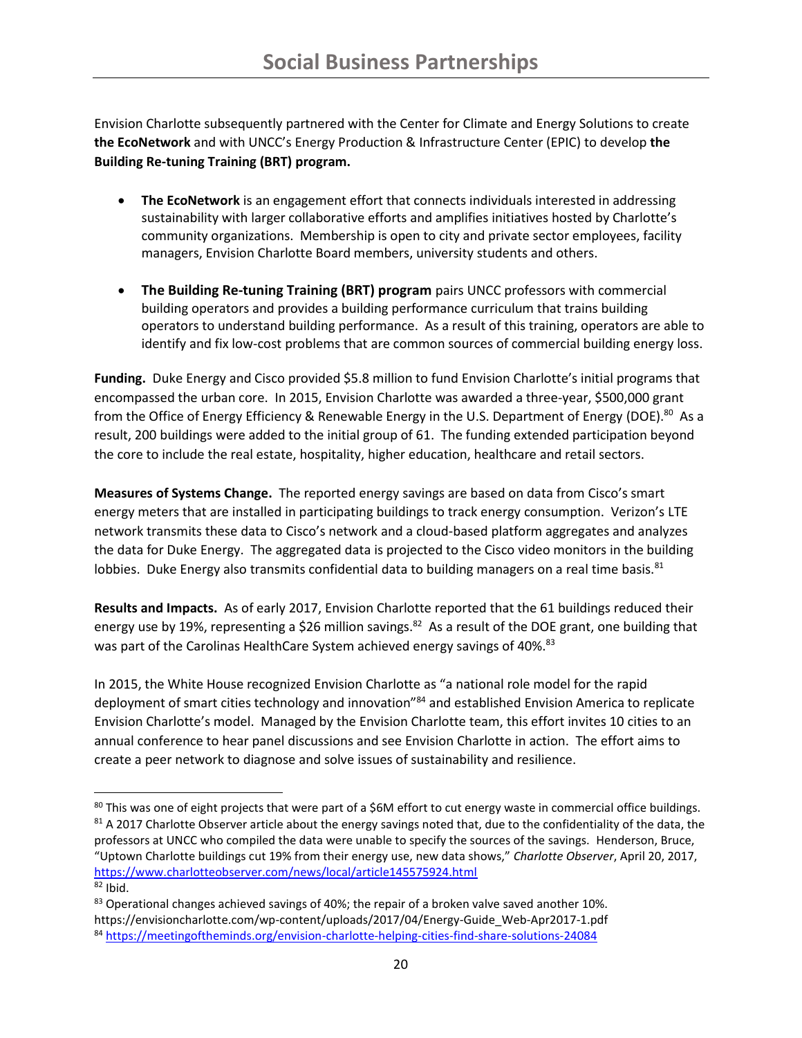# Social Business Partnerships

Envision Charlotte subsequently partnered with the Center for Climate and Energy Solutions to create **the EcoNetwork** and with UNCC's Energy Production & Infrastructure Center (EPIC) to develop **the Building Re-tuning Training (BRT) program.**

- **The EcoNetwork** is an engagement effort that connects individuals interested in addressing sustainability with larger collaborative efforts and amplifies initiatives hosted by Charlotte's community organizations. Membership is open to city and private sector employees, facility managers, Envision Charlotte Board members, university students and others.

- **The Building Re-tuning Training (BRT) program** pairs UNCC professors with commercial building operators and provides a building performance curriculum that trains building operators to understand building performance. As a result of this training, operators are able to identify and fix low-cost problems that are common sources of commercial building energy loss.

**Funding.** Duke Energy and Cisco provided $5.8 million to fund Envision Charlotte's initial programs that encompassed the urban core. In 2015, Envision Charlotte was awarded a three-year, $500,000 grant from the Office of Energy Efficiency & Renewable Energy in the U.S. Department of Energy (DOE).[80] As a result, 200 buildings were added to the initial group of 61. The funding extended participation beyond the core to include the real estate, hospitality, higher education, healthcare and retail sectors.

**Measures of Systems Change.** The reported energy savings are based on data from Cisco's smart energy meters that are installed in participating buildings to track energy consumption. Verizon's LTE network transmits these data to Cisco's network and a cloud-based platform aggregates and analyzes the data for Duke Energy. The aggregated data is projected to the Cisco video monitors in the building lobbies. Duke Energy also transmits confidential data to building managers on a real time basis.[81]

**Results and Impacts.** As of early 2017, Envision Charlotte reported that the 61 buildings reduced their energy use by 19%, representing a $26 million savings.[82] As a result of the DOE grant, one building that was part of the Carolinas HealthCare System achieved energy savings of 40%.[83]

In 2015, the White House recognized Envision Charlotte as "a national role model for the rapid deployment of smart cities technology and innovation"[84] and established Envision America to replicate Envision Charlotte's model. Managed by the Envision Charlotte team, this effort invites 10 cities to an annual conference to hear panel discussions and see Envision Charlotte in action. The effort aims to create a peer network to diagnose and solve issues of sustainability and resilience.

---

[80] This was one of eight projects that were part of a $6M effort to cut energy waste in commercial office buildings.

[81] A 2017 Charlotte Observer article about the energy savings noted that, due to the confidentiality of the data, the professors at UNCC who compiled the data were unable to specify the sources of the savings. Henderson, Bruce, "Uptown Charlotte buildings cut 19% from their energy use, new data shows," *Charlotte Observer*, April 20, 2017, https://www.charlotteobserver.com/news/local/article145575924.html

[82] Ibid.

[83] Operational changes achieved savings of 40%; the repair of a broken valve saved another 10%. https://envisioncharlotte.com/wp-content/uploads/2017/04/Energy-Guide_Web-Apr2017-1.pdf

[84] https://meetingoftheminds.org/envision-charlotte-helping-cities-find-share-solutions-24084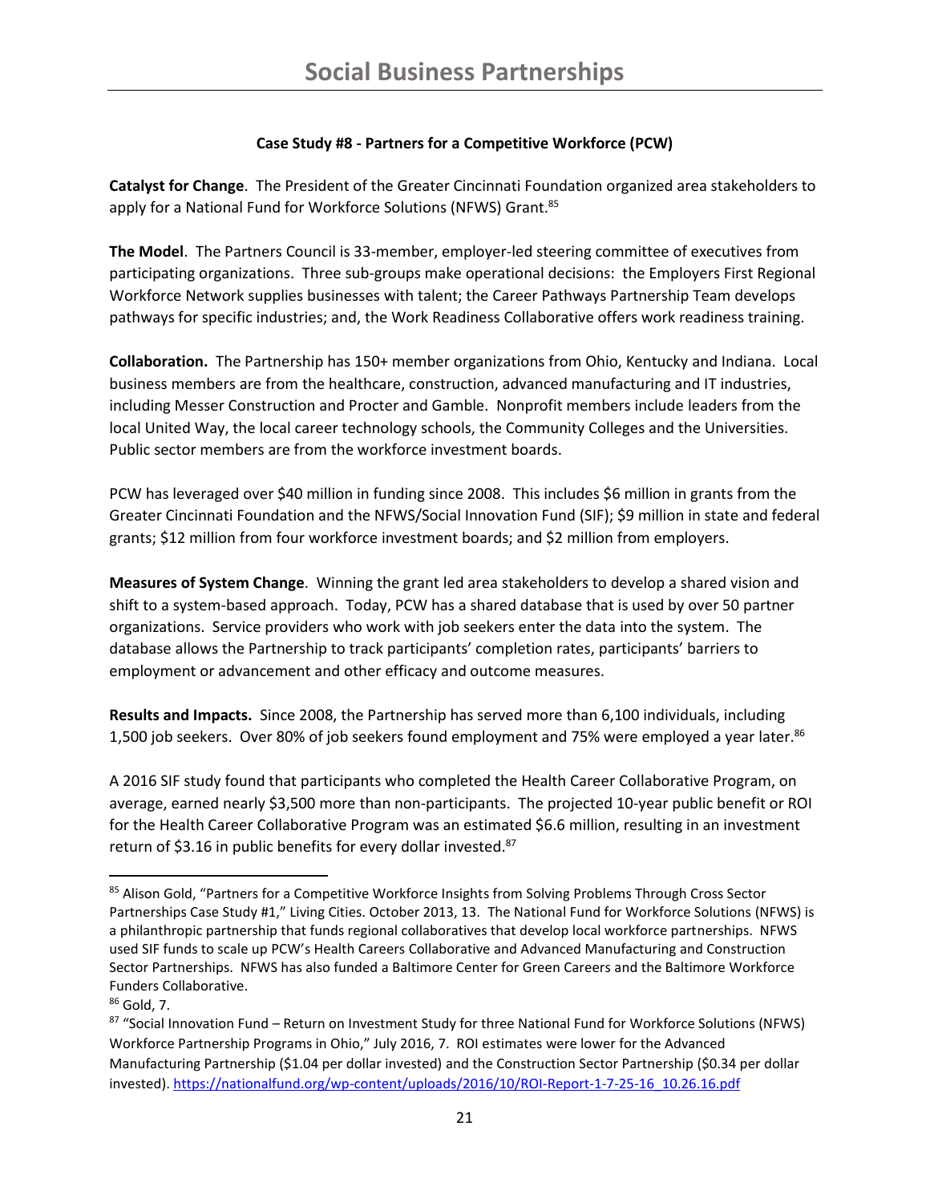### Case Study #8 - Partners for a Competitive Workforce (PCW)

**Catalyst for Change**. The President of the Greater Cincinnati Foundation organized area stakeholders to apply for a National Fund for Workforce Solutions (NFWS) Grant.[85]

**The Model**. The Partners Council is 33-member, employer-led steering committee of executives from participating organizations. Three sub-groups make operational decisions: the Employers First Regional Workforce Network supplies businesses with talent; the Career Pathways Partnership Team develops pathways for specific industries; and, the Work Readiness Collaborative offers work readiness training.

**Collaboration.** The Partnership has 150+ member organizations from Ohio, Kentucky and Indiana. Local business members are from the healthcare, construction, advanced manufacturing and IT industries, including Messer Construction and Procter and Gamble. Nonprofit members include leaders from the local United Way, the local career technology schools, the Community Colleges and the Universities. Public sector members are from the workforce investment boards.

PCW has leveraged over $40 million in funding since 2008. This includes $6 million in grants from the Greater Cincinnati Foundation and the NFWS/Social Innovation Fund (SIF); $9 million in state and federal grants; $12 million from four workforce investment boards; and $2 million from employers.

**Measures of System Change**. Winning the grant led area stakeholders to develop a shared vision and shift to a system-based approach. Today, PCW has a shared database that is used by over 50 partner organizations. Service providers who work with job seekers enter the data into the system. The database allows the Partnership to track participants' completion rates, participants' barriers to employment or advancement and other efficacy and outcome measures.

**Results and Impacts.** Since 2008, the Partnership has served more than 6,100 individuals, including 1,500 job seekers. Over 80% of job seekers found employment and 75% were employed a year later.[86]

A 2016 SIF study found that participants who completed the Health Career Collaborative Program, on average, earned nearly $3,500 more than non-participants. The projected 10-year public benefit or ROI for the Health Career Collaborative Program was an estimated $6.6 million, resulting in an investment return of $3.16 in public benefits for every dollar invested.[87]

---

[85] Alison Gold, "Partners for a Competitive Workforce Insights from Solving Problems Through Cross Sector Partnerships Case Study #1," Living Cities. October 2013, 13. The National Fund for Workforce Solutions (NFWS) is a philanthropic partnership that funds regional collaboratives that develop local workforce partnerships. NFWS used SIF funds to scale up PCW's Health Careers Collaborative and Advanced Manufacturing and Construction Sector Partnerships. NFWS has also funded a Baltimore Center for Green Careers and the Baltimore Workforce Funders Collaborative.

[86] Gold, 7.

[87] "Social Innovation Fund – Return on Investment Study for three National Fund for Workforce Solutions (NFWS) Workforce Partnership Programs in Ohio," July 2016, 7. ROI estimates were lower for the Advanced Manufacturing Partnership ($1.04 per dollar invested) and the Construction Sector Partnership ($0.34 per dollar invested). https://nationalfund.org/wp-content/uploads/2016/10/ROI-Report-1-7-25-16_10.26.16.pdf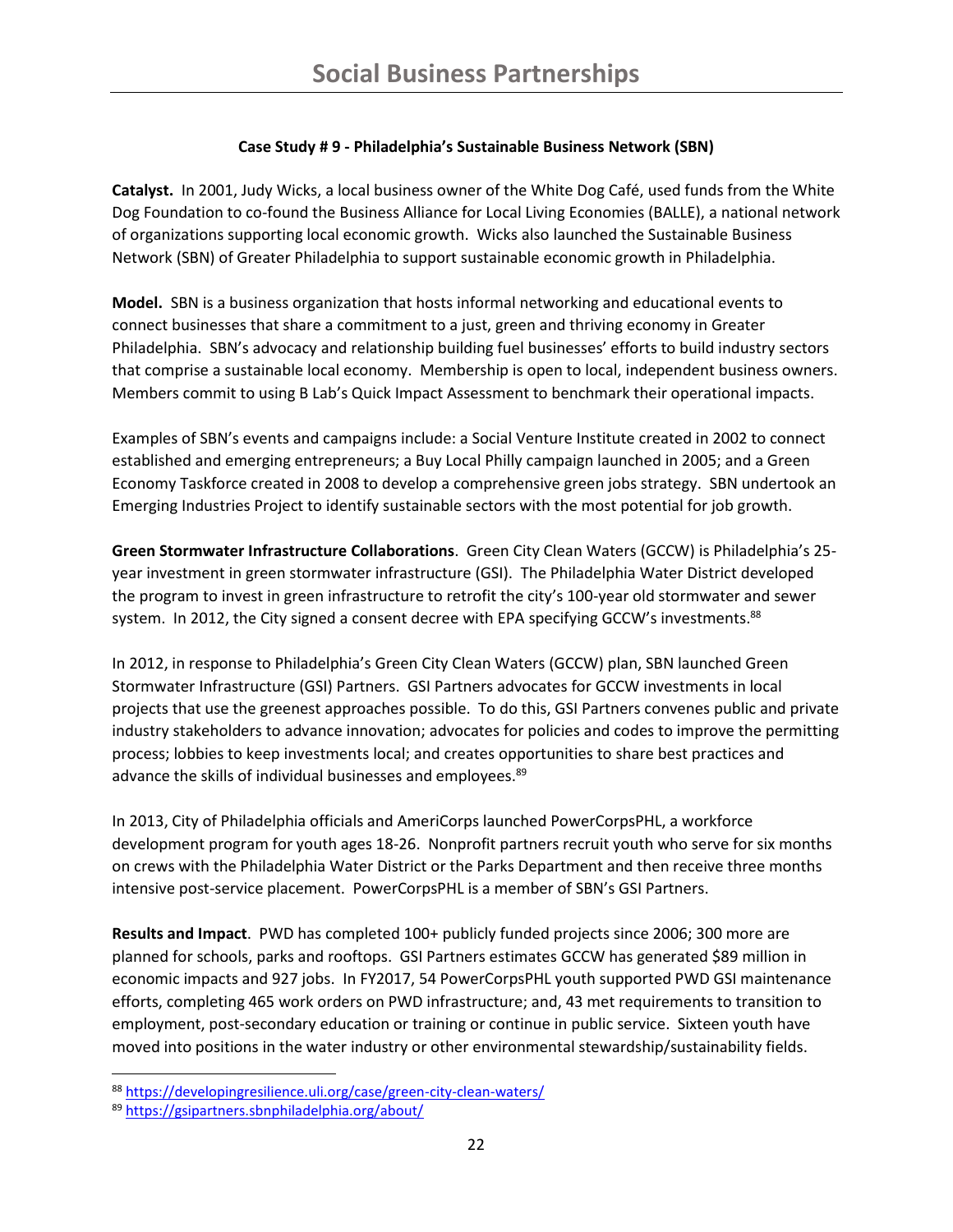### Case Study # 9 - Philadelphia's Sustainable Business Network (SBN)

**Catalyst.** In 2001, Judy Wicks, a local business owner of the White Dog Café, used funds from the White Dog Foundation to co-found the Business Alliance for Local Living Economies (BALLE), a national network of organizations supporting local economic growth. Wicks also launched the Sustainable Business Network (SBN) of Greater Philadelphia to support sustainable economic growth in Philadelphia.

**Model.** SBN is a business organization that hosts informal networking and educational events to connect businesses that share a commitment to a just, green and thriving economy in Greater Philadelphia. SBN's advocacy and relationship building fuel businesses' efforts to build industry sectors that comprise a sustainable local economy. Membership is open to local, independent business owners. Members commit to using B Lab's Quick Impact Assessment to benchmark their operational impacts.

Examples of SBN's events and campaigns include: a Social Venture Institute created in 2002 to connect established and emerging entrepreneurs; a Buy Local Philly campaign launched in 2005; and a Green Economy Taskforce created in 2008 to develop a comprehensive green jobs strategy. SBN undertook an Emerging Industries Project to identify sustainable sectors with the most potential for job growth.

**Green Stormwater Infrastructure Collaborations**. Green City Clean Waters (GCCW) is Philadelphia's 25-year investment in green stormwater infrastructure (GSI). The Philadelphia Water District developed the program to invest in green infrastructure to retrofit the city's 100-year old stormwater and sewer system. In 2012, the City signed a consent decree with EPA specifying GCCW's investments.[88]

In 2012, in response to Philadelphia's Green City Clean Waters (GCCW) plan, SBN launched Green Stormwater Infrastructure (GSI) Partners. GSI Partners advocates for GCCW investments in local projects that use the greenest approaches possible. To do this, GSI Partners convenes public and private industry stakeholders to advance innovation; advocates for policies and codes to improve the permitting process; lobbies to keep investments local; and creates opportunities to share best practices and advance the skills of individual businesses and employees.[89]

In 2013, City of Philadelphia officials and AmeriCorps launched PowerCorpsPHL, a workforce development program for youth ages 18-26. Nonprofit partners recruit youth who serve for six months on crews with the Philadelphia Water District or the Parks Department and then receive three months intensive post-service placement. PowerCorpsPHL is a member of SBN's GSI Partners.

**Results and Impact**. PWD has completed 100+ publicly funded projects since 2006; 300 more are planned for schools, parks and rooftops. GSI Partners estimates GCCW has generated $89 million in economic impacts and 927 jobs. In FY2017, 54 PowerCorpsPHL youth supported PWD GSI maintenance efforts, completing 465 work orders on PWD infrastructure; and, 43 met requirements to transition to employment, post-secondary education or training or continue in public service. Sixteen youth have moved into positions in the water industry or other environmental stewardship/sustainability fields.

---

[88] https://developingresilience.uli.org/case/green-city-clean-waters/

[89] https://gsipartners.sbnphiladelphia.org/about/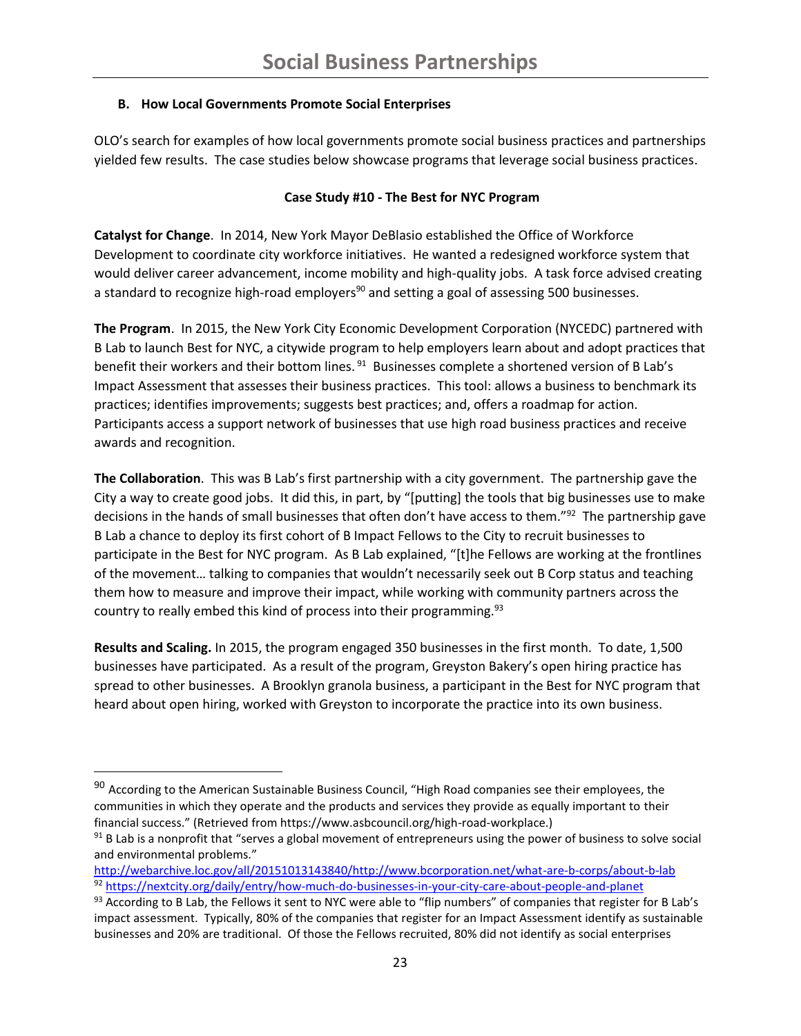### B. How Local Governments Promote Social Enterprises

OLO's search for examples of how local governments promote social business practices and partnerships yielded few results. The case studies below showcase programs that leverage social business practices.

**Case Study #10 - The Best for NYC Program**

**Catalyst for Change**. In 2014, New York Mayor DeBlasio established the Office of Workforce Development to coordinate city workforce initiatives. He wanted a redesigned workforce system that would deliver career advancement, income mobility and high-quality jobs. A task force advised creating a standard to recognize high-road employers[90] and setting a goal of assessing 500 businesses.

**The Program**. In 2015, the New York City Economic Development Corporation (NYCEDC) partnered with B Lab to launch Best for NYC, a citywide program to help employers learn about and adopt practices that benefit their workers and their bottom lines.[91] Businesses complete a shortened version of B Lab's Impact Assessment that assesses their business practices. This tool: allows a business to benchmark its practices; identifies improvements; suggests best practices; and, offers a roadmap for action. Participants access a support network of businesses that use high road business practices and receive awards and recognition.

**The Collaboration**. This was B Lab's first partnership with a city government. The partnership gave the City a way to create good jobs. It did this, in part, by "[putting] the tools that big businesses use to make decisions in the hands of small businesses that often don't have access to them."[92] The partnership gave B Lab a chance to deploy its first cohort of B Impact Fellows to the City to recruit businesses to participate in the Best for NYC program. As B Lab explained, "[t]he Fellows are working at the frontlines of the movement… talking to companies that wouldn't necessarily seek out B Corp status and teaching them how to measure and improve their impact, while working with community partners across the country to really embed this kind of process into their programming.[93]

**Results and Scaling.** In 2015, the program engaged 350 businesses in the first month. To date, 1,500 businesses have participated. As a result of the program, Greyston Bakery's open hiring practice has spread to other businesses. A Brooklyn granola business, a participant in the Best for NYC program that heard about open hiring, worked with Greyston to incorporate the practice into its own business.

---

[90] According to the American Sustainable Business Council, "High Road companies see their employees, the communities in which they operate and the products and services they provide as equally important to their financial success." (Retrieved from https://www.asbcouncil.org/high-road-workplace.)

[91] B Lab is a nonprofit that "serves a global movement of entrepreneurs using the power of business to solve social and environmental problems." http://webarchive.loc.gov/all/20151013143840/http://www.bcorporation.net/what-are-b-corps/about-b-lab

[92] https://nextcity.org/daily/entry/how-much-do-businesses-in-your-city-care-about-people-and-planet

[93] According to B Lab, the Fellows it sent to NYC were able to "flip numbers" of companies that register for B Lab's impact assessment. Typically, 80% of the companies that register for an Impact Assessment identify as sustainable businesses and 20% are traditional. Of those the Fellows recruited, 80% did not identify as social enterprises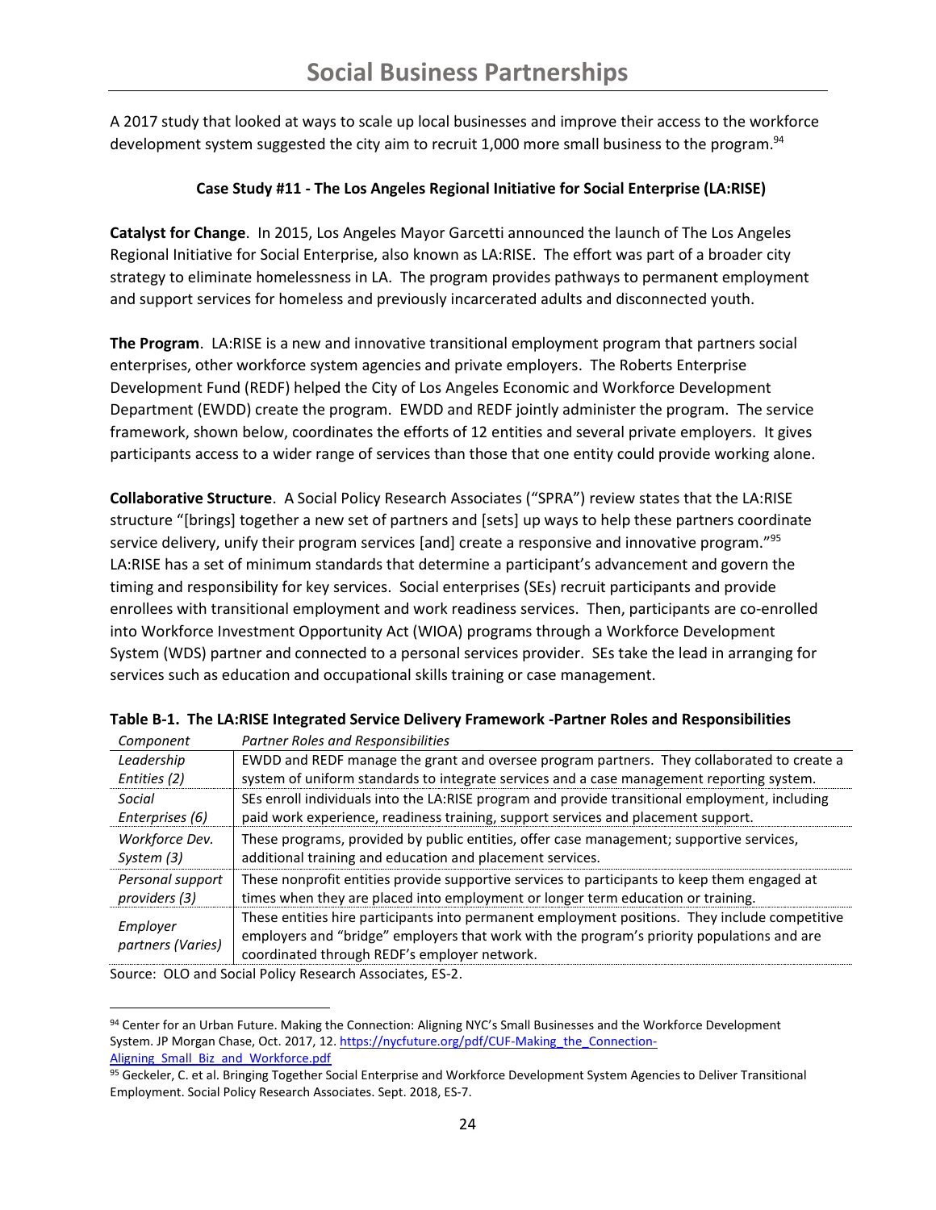A 2017 study that looked at ways to scale up local businesses and improve their access to the workforce development system suggested the city aim to recruit 1,000 more small business to the program.[94]

**Case Study #11 - The Los Angeles Regional Initiative for Social Enterprise (LA:RISE)**

**Catalyst for Change**. In 2015, Los Angeles Mayor Garcetti announced the launch of The Los Angeles Regional Initiative for Social Enterprise, also known as LA:RISE. The effort was part of a broader city strategy to eliminate homelessness in LA. The program provides pathways to permanent employment and support services for homeless and previously incarcerated adults and disconnected youth.

**The Program**. LA:RISE is a new and innovative transitional employment program that partners social enterprises, other workforce system agencies and private employers. The Roberts Enterprise Development Fund (REDF) helped the City of Los Angeles Economic and Workforce Development Department (EWDD) create the program. EWDD and REDF jointly administer the program. The service framework, shown below, coordinates the efforts of 12 entities and several private employers. It gives participants access to a wider range of services than those that one entity could provide working alone.

**Collaborative Structure**. A Social Policy Research Associates ("SPRA") review states that the LA:RISE structure "[brings] together a new set of partners and [sets] up ways to help these partners coordinate service delivery, unify their program services [and] create a responsive and innovative program."[95] LA:RISE has a set of minimum standards that determine a participant's advancement and govern the timing and responsibility for key services. Social enterprises (SEs) recruit participants and provide enrollees with transitional employment and work readiness services. Then, participants are co-enrolled into Workforce Investment Opportunity Act (WIOA) programs through a Workforce Development System (WDS) partner and connected to a personal services provider. SEs take the lead in arranging for services such as education and occupational skills training or case management.

**Table B-1. The LA:RISE Integrated Service Delivery Framework -Partner Roles and Responsibilities**

| *Component* | *Partner Roles and Responsibilities* |
|---|---|
| *Leadership Entities (2)* | EWDD and REDF manage the grant and oversee program partners. They collaborated to create a system of uniform standards to integrate services and a case management reporting system. |
| *Social Enterprises (6)* | SEs enroll individuals into the LA:RISE program and provide transitional employment, including paid work experience, readiness training, support services and placement support. |
| *Workforce Dev. System (3)* | These programs, provided by public entities, offer case management; supportive services, additional training and education and placement services. |
| *Personal support providers (3)* | These nonprofit entities provide supportive services to participants to keep them engaged at times when they are placed into employment or longer term education or training. |
| *Employer partners (Varies)* | These entities hire participants into permanent employment positions. They include competitive employers and "bridge" employers that work with the program's priority populations and are coordinated through REDF's employer network. |

Source: OLO and Social Policy Research Associates, ES-2.

---

[94] Center for an Urban Future. Making the Connection: Aligning NYC's Small Businesses and the Workforce Development System. JP Morgan Chase, Oct. 2017, 12. https://nycfuture.org/pdf/CUF-Making_the_Connection-Aligning_Small_Biz_and_Workforce.pdf

[95] Geckeler, C. et al. Bringing Together Social Enterprise and Workforce Development System Agencies to Deliver Transitional Employment. Social Policy Research Associates. Sept. 2018, ES-7.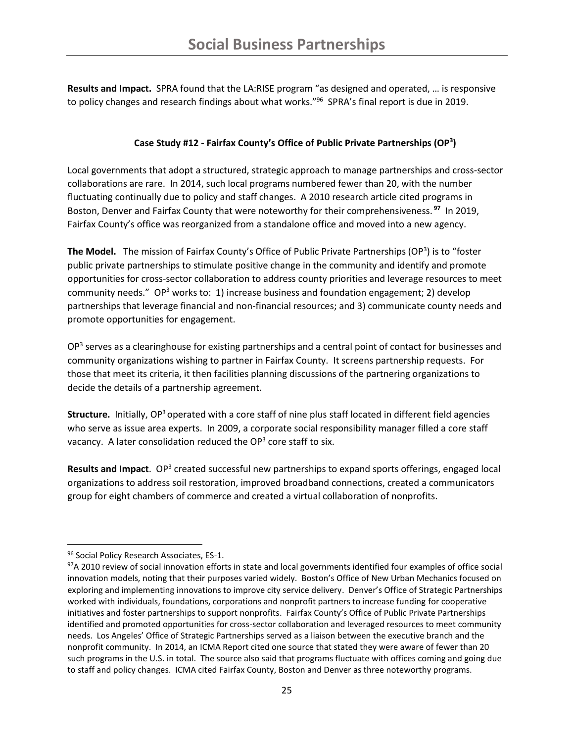**Results and Impact.** SPRA found that the LA:RISE program "as designed and operated, … is responsive to policy changes and research findings about what works."[96] SPRA's final report is due in 2019.

### Case Study #12 - Fairfax County's Office of Public Private Partnerships ($OP^3$)

Local governments that adopt a structured, strategic approach to manage partnerships and cross-sector collaborations are rare. In 2014, such local programs numbered fewer than 20, with the number fluctuating continually due to policy and staff changes. A 2010 research article cited programs in Boston, Denver and Fairfax County that were noteworthy for their comprehensiveness.[97] In 2019, Fairfax County's office was reorganized from a standalone office and moved into a new agency.

**The Model.** The mission of Fairfax County's Office of Public Private Partnerships ($OP^3$) is to "foster public private partnerships to stimulate positive change in the community and identify and promote opportunities for cross-sector collaboration to address county priorities and leverage resources to meet community needs." $OP^3$ works to: 1) increase business and foundation engagement; 2) develop partnerships that leverage financial and non-financial resources; and 3) communicate county needs and promote opportunities for engagement.

$OP^3$ serves as a clearinghouse for existing partnerships and a central point of contact for businesses and community organizations wishing to partner in Fairfax County. It screens partnership requests. For those that meet its criteria, it then facilities planning discussions of the partnering organizations to decide the details of a partnership agreement.

**Structure.** Initially, $OP^3$ operated with a core staff of nine plus staff located in different field agencies who serve as issue area experts. In 2009, a corporate social responsibility manager filled a core staff vacancy. A later consolidation reduced the $OP^3$ core staff to six.

**Results and Impact**. $OP^3$ created successful new partnerships to expand sports offerings, engaged local organizations to address soil restoration, improved broadband connections, created a communicators group for eight chambers of commerce and created a virtual collaboration of nonprofits.

---

[96] Social Policy Research Associates, ES-1.

[97] A 2010 review of social innovation efforts in state and local governments identified four examples of office social innovation models, noting that their purposes varied widely. Boston's Office of New Urban Mechanics focused on exploring and implementing innovations to improve city service delivery. Denver's Office of Strategic Partnerships worked with individuals, foundations, corporations and nonprofit partners to increase funding for cooperative initiatives and foster partnerships to support nonprofits. Fairfax County's Office of Public Private Partnerships identified and promoted opportunities for cross-sector collaboration and leveraged resources to meet community needs. Los Angeles' Office of Strategic Partnerships served as a liaison between the executive branch and the nonprofit community. In 2014, an ICMA Report cited one source that stated they were aware of fewer than 20 such programs in the U.S. in total. The source also said that programs fluctuate with offices coming and going due to staff and policy changes. ICMA cited Fairfax County, Boston and Denver as three noteworthy programs.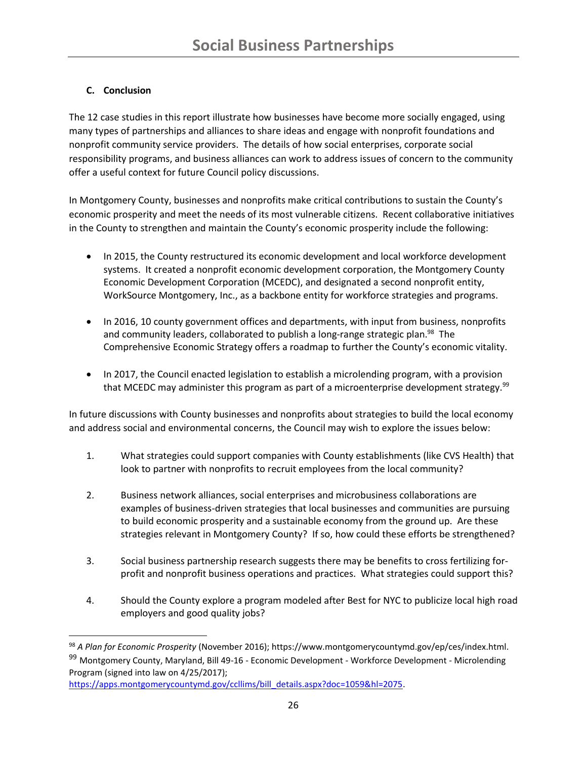### C. Conclusion

The 12 case studies in this report illustrate how businesses have become more socially engaged, using many types of partnerships and alliances to share ideas and engage with nonprofit foundations and nonprofit community service providers. The details of how social enterprises, corporate social responsibility programs, and business alliances can work to address issues of concern to the community offer a useful context for future Council policy discussions.

In Montgomery County, businesses and nonprofits make critical contributions to sustain the County's economic prosperity and meet the needs of its most vulnerable citizens. Recent collaborative initiatives in the County to strengthen and maintain the County's economic prosperity include the following:

- In 2015, the County restructured its economic development and local workforce development systems. It created a nonprofit economic development corporation, the Montgomery County Economic Development Corporation (MCEDC), and designated a second nonprofit entity, WorkSource Montgomery, Inc., as a backbone entity for workforce strategies and programs.
- In 2016, 10 county government offices and departments, with input from business, nonprofits and community leaders, collaborated to publish a long-range strategic plan.[98] The Comprehensive Economic Strategy offers a roadmap to further the County's economic vitality.
- In 2017, the Council enacted legislation to establish a microlending program, with a provision that MCEDC may administer this program as part of a microenterprise development strategy.[99]

In future discussions with County businesses and nonprofits about strategies to build the local economy and address social and environmental concerns, the Council may wish to explore the issues below:

1. What strategies could support companies with County establishments (like CVS Health) that look to partner with nonprofits to recruit employees from the local community?
2. Business network alliances, social enterprises and microbusiness collaborations are examples of business-driven strategies that local businesses and communities are pursuing to build economic prosperity and a sustainable economy from the ground up. Are these strategies relevant in Montgomery County? If so, how could these efforts be strengthened?
3. Social business partnership research suggests there may be benefits to cross fertilizing for-profit and nonprofit business operations and practices. What strategies could support this?
4. Should the County explore a program modeled after Best for NYC to publicize local high road employers and good quality jobs?

---

[98] *A Plan for Economic Prosperity* (November 2016); https://www.montgomerycountymd.gov/ep/ces/index.html.

[99] Montgomery County, Maryland, Bill 49-16 - Economic Development - Workforce Development - Microlending Program (signed into law on 4/25/2017); https://apps.montgomerycountymd.gov/ccllims/bill_details.aspx?doc=1059&hl=2075.